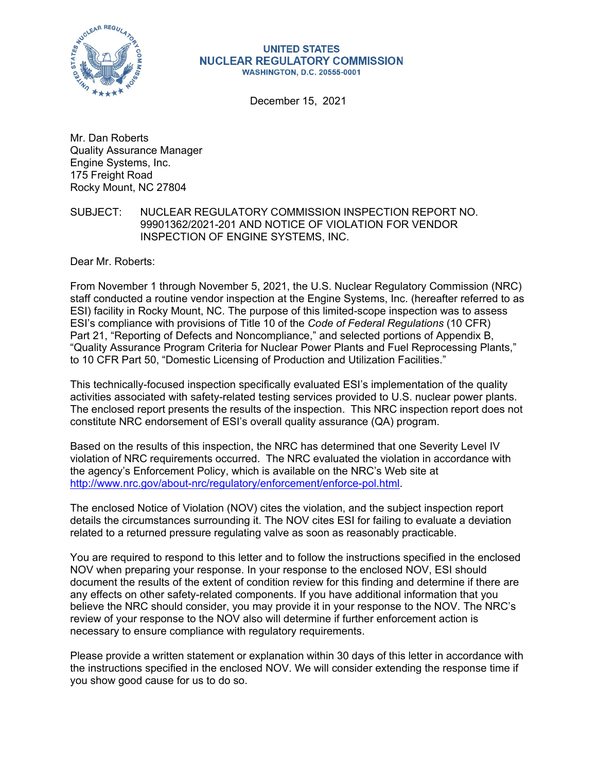**UNITED STATES**
**NUCLEAR REGULATORY COMMISSION**
**WASHINGTON, D.C. 20555-0001**

December 15, 2021

Mr. Dan Roberts
Quality Assurance Manager
Engine Systems, Inc.
175 Freight Road
Rocky Mount, NC 27804

SUBJECT: NUCLEAR REGULATORY COMMISSION INSPECTION REPORT NO. 99901362/2021-201 AND NOTICE OF VIOLATION FOR VENDOR INSPECTION OF ENGINE SYSTEMS, INC.

Dear Mr. Roberts:

From November 1 through November 5, 2021, the U.S. Nuclear Regulatory Commission (NRC) staff conducted a routine vendor inspection at the Engine Systems, Inc. (hereafter referred to as ESI) facility in Rocky Mount, NC. The purpose of this limited-scope inspection was to assess ESI's compliance with provisions of Title 10 of the *Code of Federal Regulations* (10 CFR) Part 21, "Reporting of Defects and Noncompliance," and selected portions of Appendix B, "Quality Assurance Program Criteria for Nuclear Power Plants and Fuel Reprocessing Plants," to 10 CFR Part 50, "Domestic Licensing of Production and Utilization Facilities."

This technically-focused inspection specifically evaluated ESI's implementation of the quality activities associated with safety-related testing services provided to U.S. nuclear power plants. The enclosed report presents the results of the inspection. This NRC inspection report does not constitute NRC endorsement of ESI's overall quality assurance (QA) program.

Based on the results of this inspection, the NRC has determined that one Severity Level IV violation of NRC requirements occurred. The NRC evaluated the violation in accordance with the agency's Enforcement Policy, which is available on the NRC's Web site at http://www.nrc.gov/about-nrc/regulatory/enforcement/enforce-pol.html.

The enclosed Notice of Violation (NOV) cites the violation, and the subject inspection report details the circumstances surrounding it. The NOV cites ESI for failing to evaluate a deviation related to a returned pressure regulating valve as soon as reasonably practicable.

You are required to respond to this letter and to follow the instructions specified in the enclosed NOV when preparing your response. In your response to the enclosed NOV, ESI should document the results of the extent of condition review for this finding and determine if there are any effects on other safety-related components. If you have additional information that you believe the NRC should consider, you may provide it in your response to the NOV. The NRC's review of your response to the NOV also will determine if further enforcement action is necessary to ensure compliance with regulatory requirements.

Please provide a written statement or explanation within 30 days of this letter in accordance with the instructions specified in the enclosed NOV. We will consider extending the response time if you show good cause for us to do so.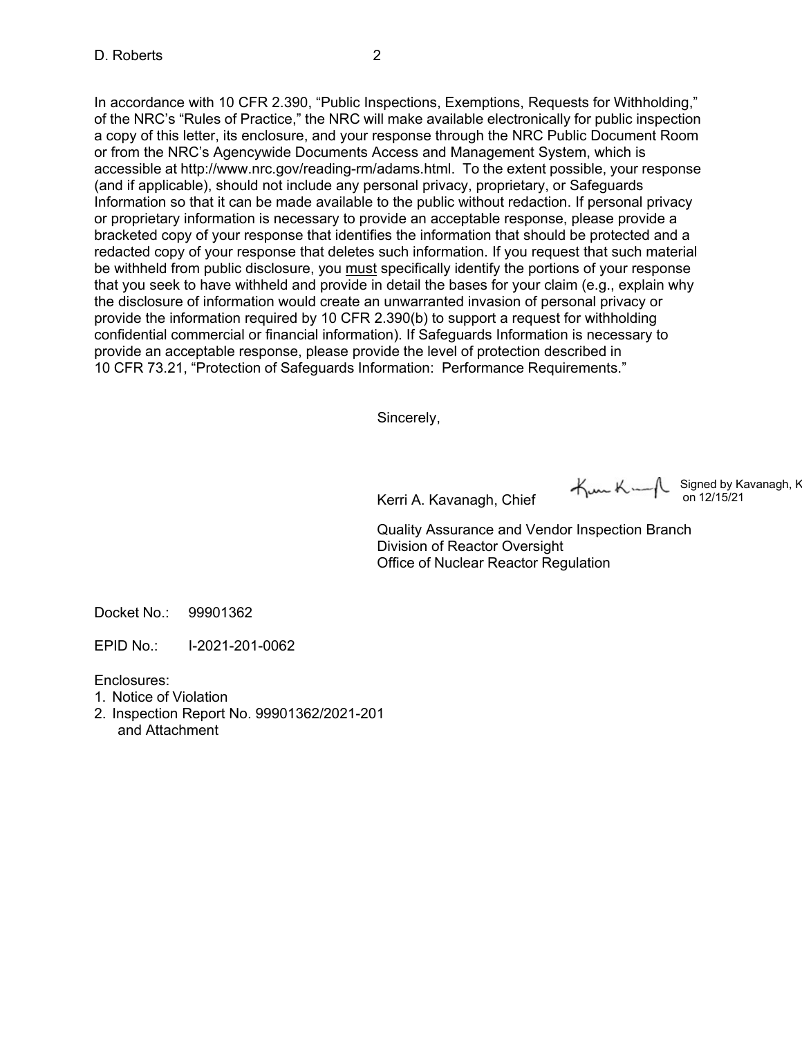In accordance with 10 CFR 2.390, “Public Inspections, Exemptions, Requests for Withholding,” of the NRC’s “Rules of Practice,” the NRC will make available electronically for public inspection a copy of this letter, its enclosure, and your response through the NRC Public Document Room or from the NRC’s Agencywide Documents Access and Management System, which is accessible at http://www.nrc.gov/reading-rm/adams.html. To the extent possible, your response (and if applicable), should not include any personal privacy, proprietary, or Safeguards Information so that it can be made available to the public without redaction. If personal privacy or proprietary information is necessary to provide an acceptable response, please provide a bracketed copy of your response that identifies the information that should be protected and a redacted copy of your response that deletes such information. If you request that such material be withheld from public disclosure, you must specifically identify the portions of your response that you seek to have withheld and provide in detail the bases for your claim (e.g., explain why the disclosure of information would create an unwarranted invasion of personal privacy or provide the information required by 10 CFR 2.390(b) to support a request for withholding confidential commercial or financial information). If Safeguards Information is necessary to provide an acceptable response, please provide the level of protection described in 10 CFR 73.21, “Protection of Safeguards Information: Performance Requirements.”

Sincerely,

Kerri A. Kavanagh, Chief

Signed by Kavanagh, K on 12/15/21

Quality Assurance and Vendor Inspection Branch
Division of Reactor Oversight
Office of Nuclear Reactor Regulation

Docket No.: 99901362

EPID No.: I-2021-201-0062

Enclosures:
1. Notice of Violation
2. Inspection Report No. 99901362/2021-201 and Attachment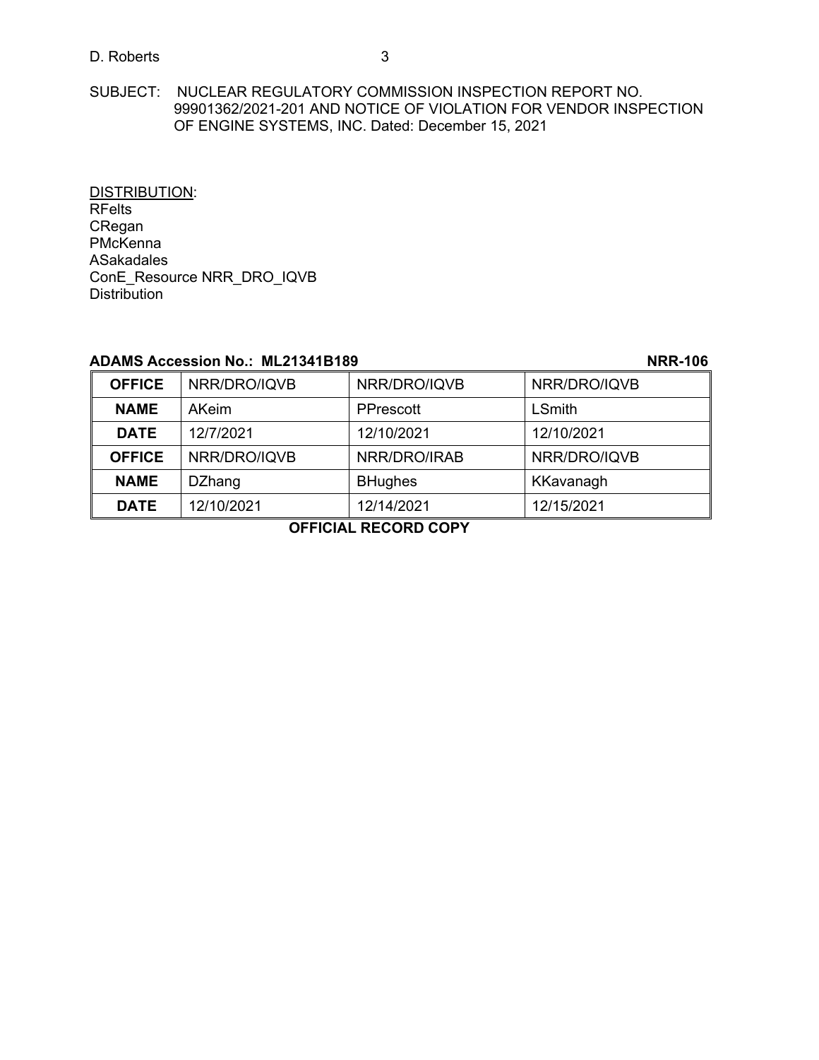SUBJECT: NUCLEAR REGULATORY COMMISSION INSPECTION REPORT NO. 99901362/2021-201 AND NOTICE OF VIOLATION FOR VENDOR INSPECTION OF ENGINE SYSTEMS, INC. Dated: December 15, 2021

DISTRIBUTION:
RFelts
CRegan
PMcKenna
ASakadales
ConE_Resource NRR_DRO_IQVB
Distribution

**ADAMS Accession No.: ML21341B189** **NRR-106**

| **OFFICE** | NRR/DRO/IQVB | NRR/DRO/IQVB | NRR/DRO/IQVB |
|---|---|---|---|
| **NAME** | AKeim | PPrescott | LSmith |
| **DATE** | 12/7/2021 | 12/10/2021 | 12/10/2021 |
| **OFFICE** | NRR/DRO/IQVB | NRR/DRO/IRAB | NRR/DRO/IQVB |
| **NAME** | DZhang | BHughes | KKavanagh |
| **DATE** | 12/10/2021 | 12/14/2021 | 12/15/2021 |

**OFFICIAL RECORD COPY**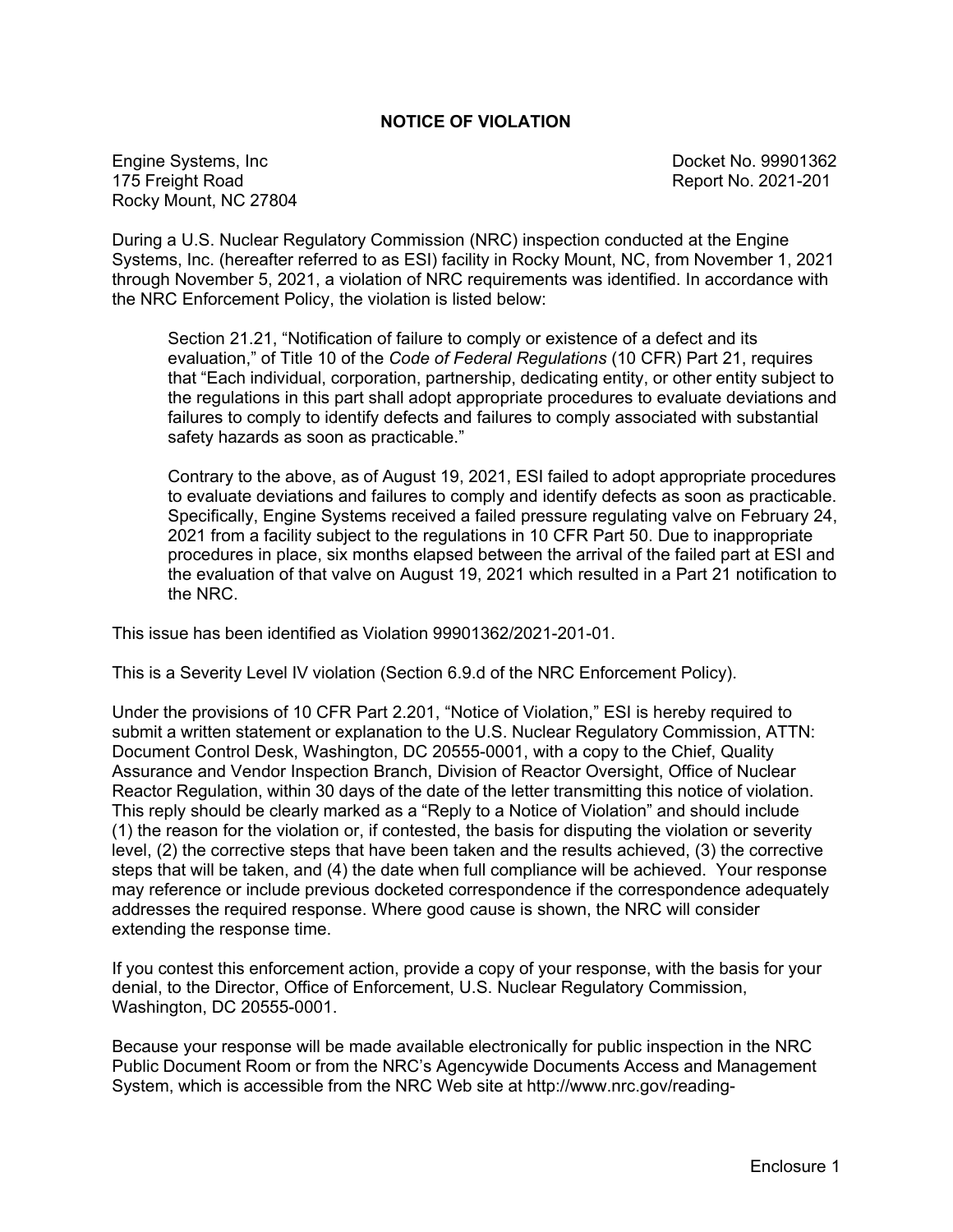# NOTICE OF VIOLATION

Engine Systems, Inc
175 Freight Road
Rocky Mount, NC 27804

Docket No. 99901362
Report No. 2021-201

During a U.S. Nuclear Regulatory Commission (NRC) inspection conducted at the Engine Systems, Inc. (hereafter referred to as ESI) facility in Rocky Mount, NC, from November 1, 2021 through November 5, 2021, a violation of NRC requirements was identified. In accordance with the NRC Enforcement Policy, the violation is listed below:

> Section 21.21, "Notification of failure to comply or existence of a defect and its evaluation," of Title 10 of the *Code of Federal Regulations* (10 CFR) Part 21, requires that "Each individual, corporation, partnership, dedicating entity, or other entity subject to the regulations in this part shall adopt appropriate procedures to evaluate deviations and failures to comply to identify defects and failures to comply associated with substantial safety hazards as soon as practicable."
>
> Contrary to the above, as of August 19, 2021, ESI failed to adopt appropriate procedures to evaluate deviations and failures to comply and identify defects as soon as practicable. Specifically, Engine Systems received a failed pressure regulating valve on February 24, 2021 from a facility subject to the regulations in 10 CFR Part 50. Due to inappropriate procedures in place, six months elapsed between the arrival of the failed part at ESI and the evaluation of that valve on August 19, 2021 which resulted in a Part 21 notification to the NRC.

This issue has been identified as Violation 99901362/2021-201-01.

This is a Severity Level IV violation (Section 6.9.d of the NRC Enforcement Policy).

Under the provisions of 10 CFR Part 2.201, "Notice of Violation," ESI is hereby required to submit a written statement or explanation to the U.S. Nuclear Regulatory Commission, ATTN: Document Control Desk, Washington, DC 20555-0001, with a copy to the Chief, Quality Assurance and Vendor Inspection Branch, Division of Reactor Oversight, Office of Nuclear Reactor Regulation, within 30 days of the date of the letter transmitting this notice of violation. This reply should be clearly marked as a "Reply to a Notice of Violation" and should include (1) the reason for the violation or, if contested, the basis for disputing the violation or severity level, (2) the corrective steps that have been taken and the results achieved, (3) the corrective steps that will be taken, and (4) the date when full compliance will be achieved. Your response may reference or include previous docketed correspondence if the correspondence adequately addresses the required response. Where good cause is shown, the NRC will consider extending the response time.

If you contest this enforcement action, provide a copy of your response, with the basis for your denial, to the Director, Office of Enforcement, U.S. Nuclear Regulatory Commission, Washington, DC 20555-0001.

Because your response will be made available electronically for public inspection in the NRC Public Document Room or from the NRC's Agencywide Documents Access and Management System, which is accessible from the NRC Web site at http://www.nrc.gov/reading-

Enclosure 1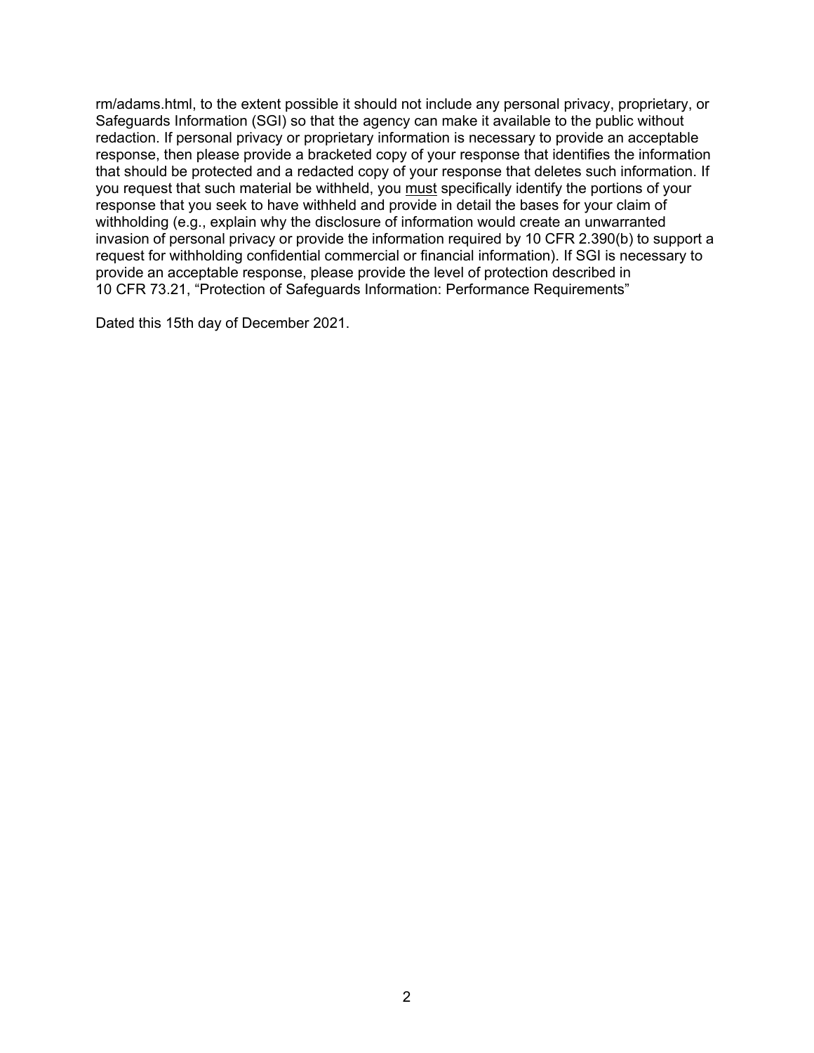rm/adams.html, to the extent possible it should not include any personal privacy, proprietary, or Safeguards Information (SGI) so that the agency can make it available to the public without redaction. If personal privacy or proprietary information is necessary to provide an acceptable response, then please provide a bracketed copy of your response that identifies the information that should be protected and a redacted copy of your response that deletes such information. If you request that such material be withheld, you must specifically identify the portions of your response that you seek to have withheld and provide in detail the bases for your claim of withholding (e.g., explain why the disclosure of information would create an unwarranted invasion of personal privacy or provide the information required by 10 CFR 2.390(b) to support a request for withholding confidential commercial or financial information). If SGI is necessary to provide an acceptable response, please provide the level of protection described in 10 CFR 73.21, "Protection of Safeguards Information: Performance Requirements"

Dated this 15th day of December 2021.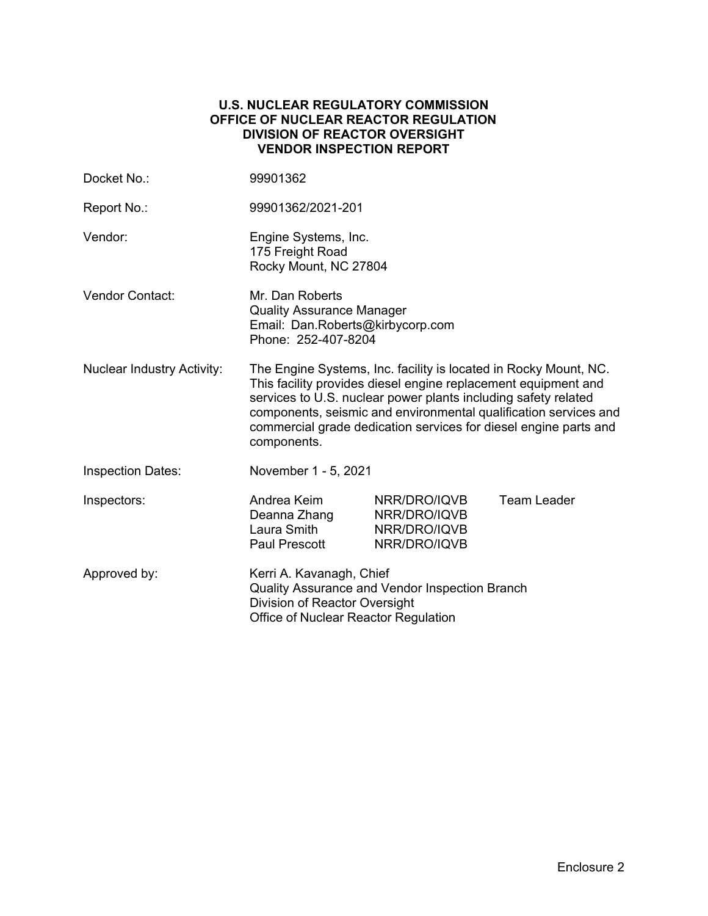**U.S. NUCLEAR REGULATORY COMMISSION**
**OFFICE OF NUCLEAR REACTOR REGULATION**
**DIVISION OF REACTOR OVERSIGHT**
**VENDOR INSPECTION REPORT**

| | |
|---|---|
| Docket No.: | 99901362 |
| Report No.: | 99901362/2021-201 |
| Vendor: | Engine Systems, Inc.<br>175 Freight Road<br>Rocky Mount, NC 27804 |
| Vendor Contact: | Mr. Dan Roberts<br>Quality Assurance Manager<br>Email: Dan.Roberts@kirbycorp.com<br>Phone: 252-407-8204 |
| Nuclear Industry Activity: | The Engine Systems, Inc. facility is located in Rocky Mount, NC. This facility provides diesel engine replacement equipment and services to U.S. nuclear power plants including safety related components, seismic and environmental qualification services and commercial grade dedication services for diesel engine parts and components. |
| Inspection Dates: | November 1 - 5, 2021 |

| Inspectors: | | | |
|---|---|---|---|
| | Andrea Keim | NRR/DRO/IQVB | Team Leader |
| | Deanna Zhang | NRR/DRO/IQVB | |
| | Laura Smith | NRR/DRO/IQVB | |
| | Paul Prescott | NRR/DRO/IQVB | |

Approved by: Kerri A. Kavanagh, Chief
Quality Assurance and Vendor Inspection Branch
Division of Reactor Oversight
Office of Nuclear Reactor Regulation

Enclosure 2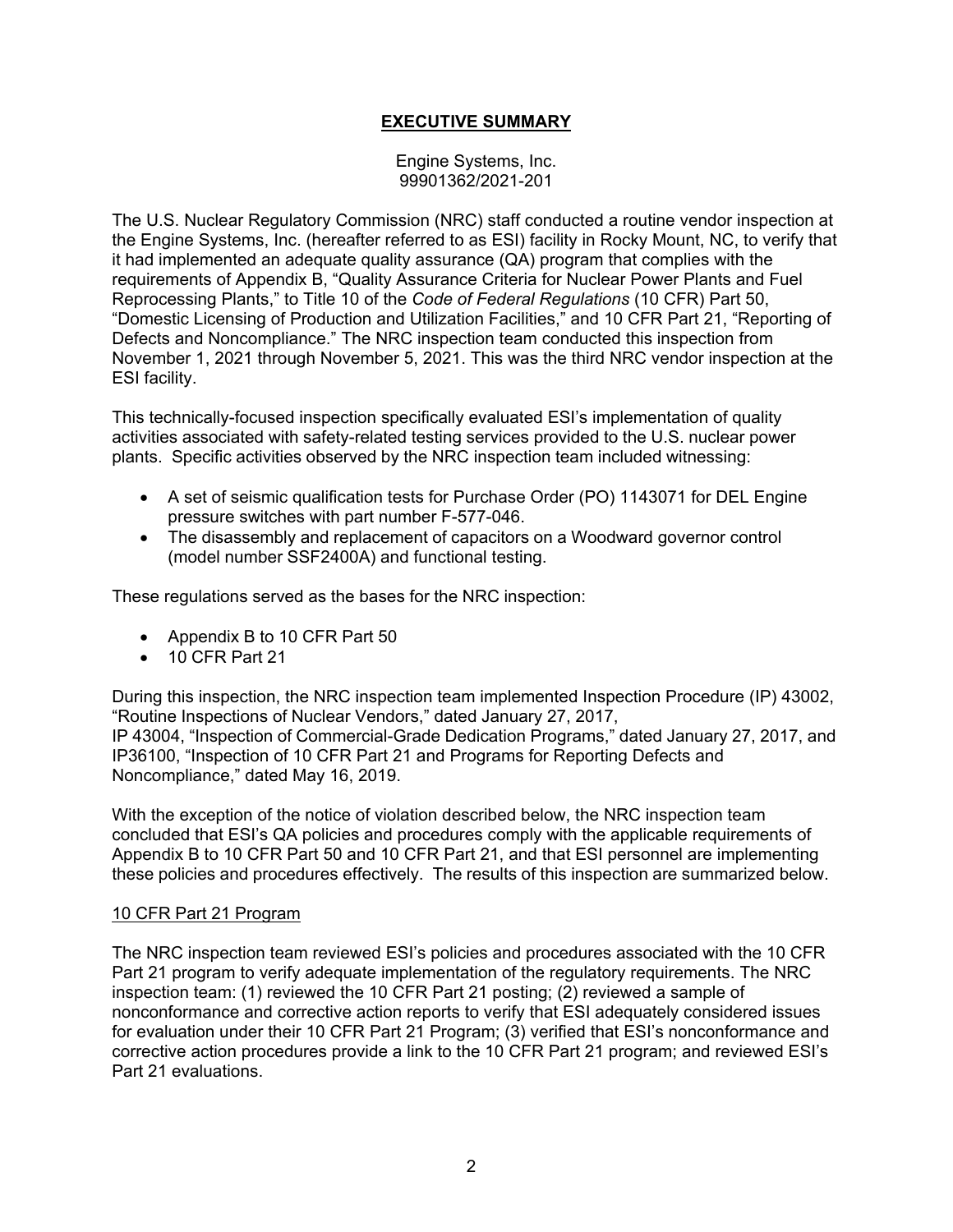## EXECUTIVE SUMMARY

Engine Systems, Inc.
99901362/2021-201

The U.S. Nuclear Regulatory Commission (NRC) staff conducted a routine vendor inspection at the Engine Systems, Inc. (hereafter referred to as ESI) facility in Rocky Mount, NC, to verify that it had implemented an adequate quality assurance (QA) program that complies with the requirements of Appendix B, "Quality Assurance Criteria for Nuclear Power Plants and Fuel Reprocessing Plants," to Title 10 of the *Code of Federal Regulations* (10 CFR) Part 50, "Domestic Licensing of Production and Utilization Facilities," and 10 CFR Part 21, "Reporting of Defects and Noncompliance." The NRC inspection team conducted this inspection from November 1, 2021 through November 5, 2021. This was the third NRC vendor inspection at the ESI facility.

This technically-focused inspection specifically evaluated ESI's implementation of quality activities associated with safety-related testing services provided to the U.S. nuclear power plants. Specific activities observed by the NRC inspection team included witnessing:

- A set of seismic qualification tests for Purchase Order (PO) 1143071 for DEL Engine pressure switches with part number F-577-046.
- The disassembly and replacement of capacitors on a Woodward governor control (model number SSF2400A) and functional testing.

These regulations served as the bases for the NRC inspection:

- Appendix B to 10 CFR Part 50
- 10 CFR Part 21

During this inspection, the NRC inspection team implemented Inspection Procedure (IP) 43002, "Routine Inspections of Nuclear Vendors," dated January 27, 2017, IP 43004, "Inspection of Commercial-Grade Dedication Programs," dated January 27, 2017, and IP36100, "Inspection of 10 CFR Part 21 and Programs for Reporting Defects and Noncompliance," dated May 16, 2019.

With the exception of the notice of violation described below, the NRC inspection team concluded that ESI's QA policies and procedures comply with the applicable requirements of Appendix B to 10 CFR Part 50 and 10 CFR Part 21, and that ESI personnel are implementing these policies and procedures effectively. The results of this inspection are summarized below.

### 10 CFR Part 21 Program

The NRC inspection team reviewed ESI's policies and procedures associated with the 10 CFR Part 21 program to verify adequate implementation of the regulatory requirements. The NRC inspection team: (1) reviewed the 10 CFR Part 21 posting; (2) reviewed a sample of nonconformance and corrective action reports to verify that ESI adequately considered issues for evaluation under their 10 CFR Part 21 Program; (3) verified that ESI's nonconformance and corrective action procedures provide a link to the 10 CFR Part 21 program; and reviewed ESI's Part 21 evaluations.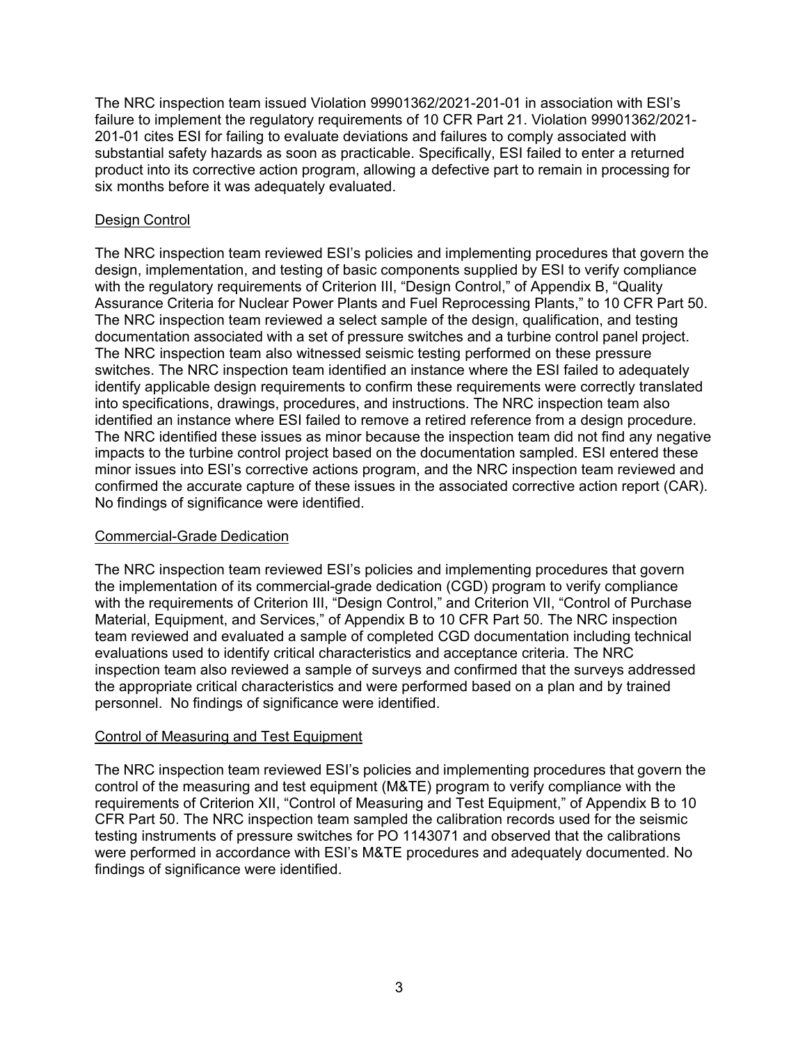The NRC inspection team issued Violation 99901362/2021-201-01 in association with ESI's failure to implement the regulatory requirements of 10 CFR Part 21. Violation 99901362/2021-201-01 cites ESI for failing to evaluate deviations and failures to comply associated with substantial safety hazards as soon as practicable. Specifically, ESI failed to enter a returned product into its corrective action program, allowing a defective part to remain in processing for six months before it was adequately evaluated.

## Design Control

The NRC inspection team reviewed ESI's policies and implementing procedures that govern the design, implementation, and testing of basic components supplied by ESI to verify compliance with the regulatory requirements of Criterion III, "Design Control," of Appendix B, "Quality Assurance Criteria for Nuclear Power Plants and Fuel Reprocessing Plants," to 10 CFR Part 50. The NRC inspection team reviewed a select sample of the design, qualification, and testing documentation associated with a set of pressure switches and a turbine control panel project. The NRC inspection team also witnessed seismic testing performed on these pressure switches. The NRC inspection team identified an instance where the ESI failed to adequately identify applicable design requirements to confirm these requirements were correctly translated into specifications, drawings, procedures, and instructions. The NRC inspection team also identified an instance where ESI failed to remove a retired reference from a design procedure. The NRC identified these issues as minor because the inspection team did not find any negative impacts to the turbine control project based on the documentation sampled. ESI entered these minor issues into ESI's corrective actions program, and the NRC inspection team reviewed and confirmed the accurate capture of these issues in the associated corrective action report (CAR). No findings of significance were identified.

## Commercial-Grade Dedication

The NRC inspection team reviewed ESI's policies and implementing procedures that govern the implementation of its commercial-grade dedication (CGD) program to verify compliance with the requirements of Criterion III, "Design Control," and Criterion VII, "Control of Purchase Material, Equipment, and Services," of Appendix B to 10 CFR Part 50. The NRC inspection team reviewed and evaluated a sample of completed CGD documentation including technical evaluations used to identify critical characteristics and acceptance criteria. The NRC inspection team also reviewed a sample of surveys and confirmed that the surveys addressed the appropriate critical characteristics and were performed based on a plan and by trained personnel. No findings of significance were identified.

## Control of Measuring and Test Equipment

The NRC inspection team reviewed ESI's policies and implementing procedures that govern the control of the measuring and test equipment (M&TE) program to verify compliance with the requirements of Criterion XII, "Control of Measuring and Test Equipment," of Appendix B to 10 CFR Part 50. The NRC inspection team sampled the calibration records used for the seismic testing instruments of pressure switches for PO 1143071 and observed that the calibrations were performed in accordance with ESI's M&TE procedures and adequately documented. No findings of significance were identified.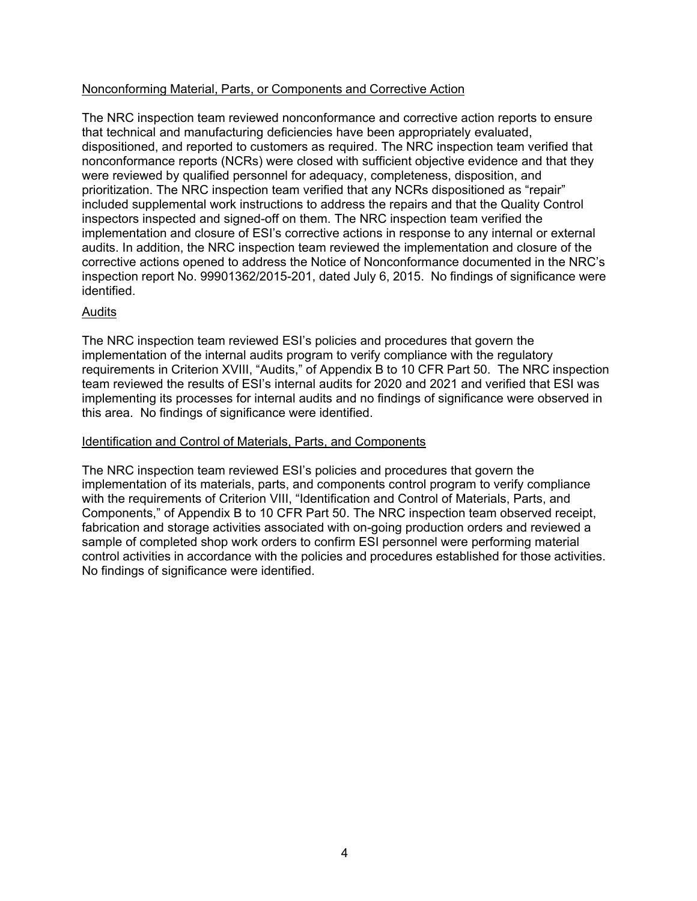Nonconforming Material, Parts, or Components and Corrective Action

The NRC inspection team reviewed nonconformance and corrective action reports to ensure that technical and manufacturing deficiencies have been appropriately evaluated, dispositioned, and reported to customers as required. The NRC inspection team verified that nonconformance reports (NCRs) were closed with sufficient objective evidence and that they were reviewed by qualified personnel for adequacy, completeness, disposition, and prioritization. The NRC inspection team verified that any NCRs dispositioned as "repair" included supplemental work instructions to address the repairs and that the Quality Control inspectors inspected and signed-off on them. The NRC inspection team verified the implementation and closure of ESI's corrective actions in response to any internal or external audits. In addition, the NRC inspection team reviewed the implementation and closure of the corrective actions opened to address the Notice of Nonconformance documented in the NRC's inspection report No. 99901362/2015-201, dated July 6, 2015. No findings of significance were identified.

Audits

The NRC inspection team reviewed ESI's policies and procedures that govern the implementation of the internal audits program to verify compliance with the regulatory requirements in Criterion XVIII, "Audits," of Appendix B to 10 CFR Part 50. The NRC inspection team reviewed the results of ESI's internal audits for 2020 and 2021 and verified that ESI was implementing its processes for internal audits and no findings of significance were observed in this area. No findings of significance were identified.

Identification and Control of Materials, Parts, and Components

The NRC inspection team reviewed ESI's policies and procedures that govern the implementation of its materials, parts, and components control program to verify compliance with the requirements of Criterion VIII, "Identification and Control of Materials, Parts, and Components," of Appendix B to 10 CFR Part 50. The NRC inspection team observed receipt, fabrication and storage activities associated with on-going production orders and reviewed a sample of completed shop work orders to confirm ESI personnel were performing material control activities in accordance with the policies and procedures established for those activities. No findings of significance were identified.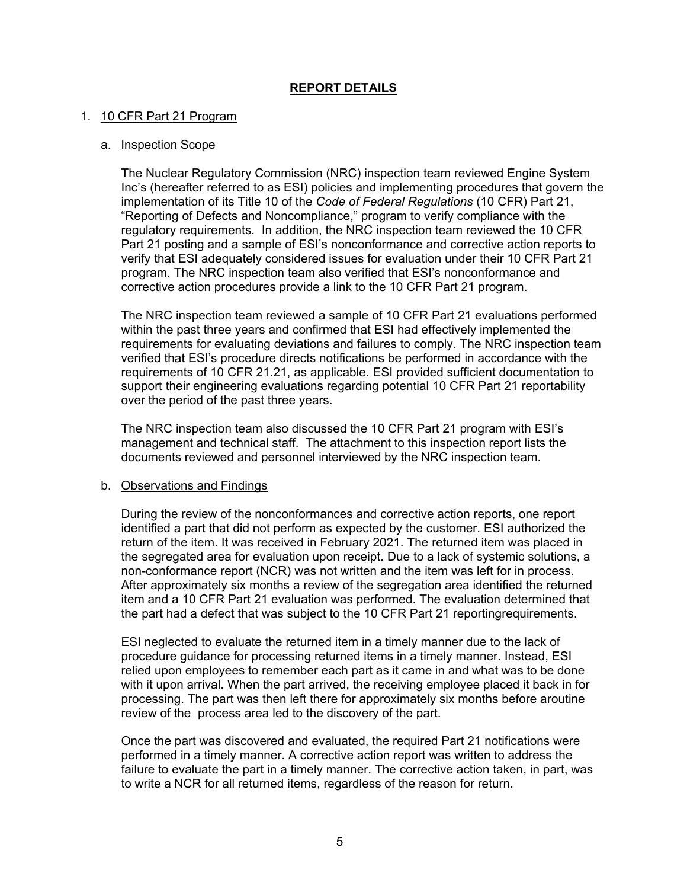## REPORT DETAILS

1. 10 CFR Part 21 Program

   a. Inspection Scope

   The Nuclear Regulatory Commission (NRC) inspection team reviewed Engine System Inc's (hereafter referred to as ESI) policies and implementing procedures that govern the implementation of its Title 10 of the *Code of Federal Regulations* (10 CFR) Part 21, "Reporting of Defects and Noncompliance," program to verify compliance with the regulatory requirements. In addition, the NRC inspection team reviewed the 10 CFR Part 21 posting and a sample of ESI's nonconformance and corrective action reports to verify that ESI adequately considered issues for evaluation under their 10 CFR Part 21 program. The NRC inspection team also verified that ESI's nonconformance and corrective action procedures provide a link to the 10 CFR Part 21 program.

   The NRC inspection team reviewed a sample of 10 CFR Part 21 evaluations performed within the past three years and confirmed that ESI had effectively implemented the requirements for evaluating deviations and failures to comply. The NRC inspection team verified that ESI's procedure directs notifications be performed in accordance with the requirements of 10 CFR 21.21, as applicable. ESI provided sufficient documentation to support their engineering evaluations regarding potential 10 CFR Part 21 reportability over the period of the past three years.

   The NRC inspection team also discussed the 10 CFR Part 21 program with ESI's management and technical staff. The attachment to this inspection report lists the documents reviewed and personnel interviewed by the NRC inspection team.

   b. Observations and Findings

   During the review of the nonconformances and corrective action reports, one report identified a part that did not perform as expected by the customer. ESI authorized the return of the item. It was received in February 2021. The returned item was placed in the segregated area for evaluation upon receipt. Due to a lack of systemic solutions, a non-conformance report (NCR) was not written and the item was left for in process. After approximately six months a review of the segregation area identified the returned item and a 10 CFR Part evaluation was performed. The evaluation determined that the part had a defect that was subject to the 10 CFR Part 21 reportingrequirements.

   ESI neglected to evaluate the returned item in a timely manner due to the lack of procedure guidance for processing returned items in a timely manner. Instead, ESI relied upon employees to remember each part as it came in and what was to be done with it upon arrival. When the part arrived, the receiving employee placed it back in for processing. The part was then left there for approximately six months before aroutine review of the process area led to the discovery of the part.

   Once the part was discovered and evaluated, the required Part 21 notifications were performed in a timely manner. A corrective action report was written to address the failure to evaluate the part in a timely manner. The corrective action taken, in part, was to write a NCR for all returned items, regardless of the reason for return.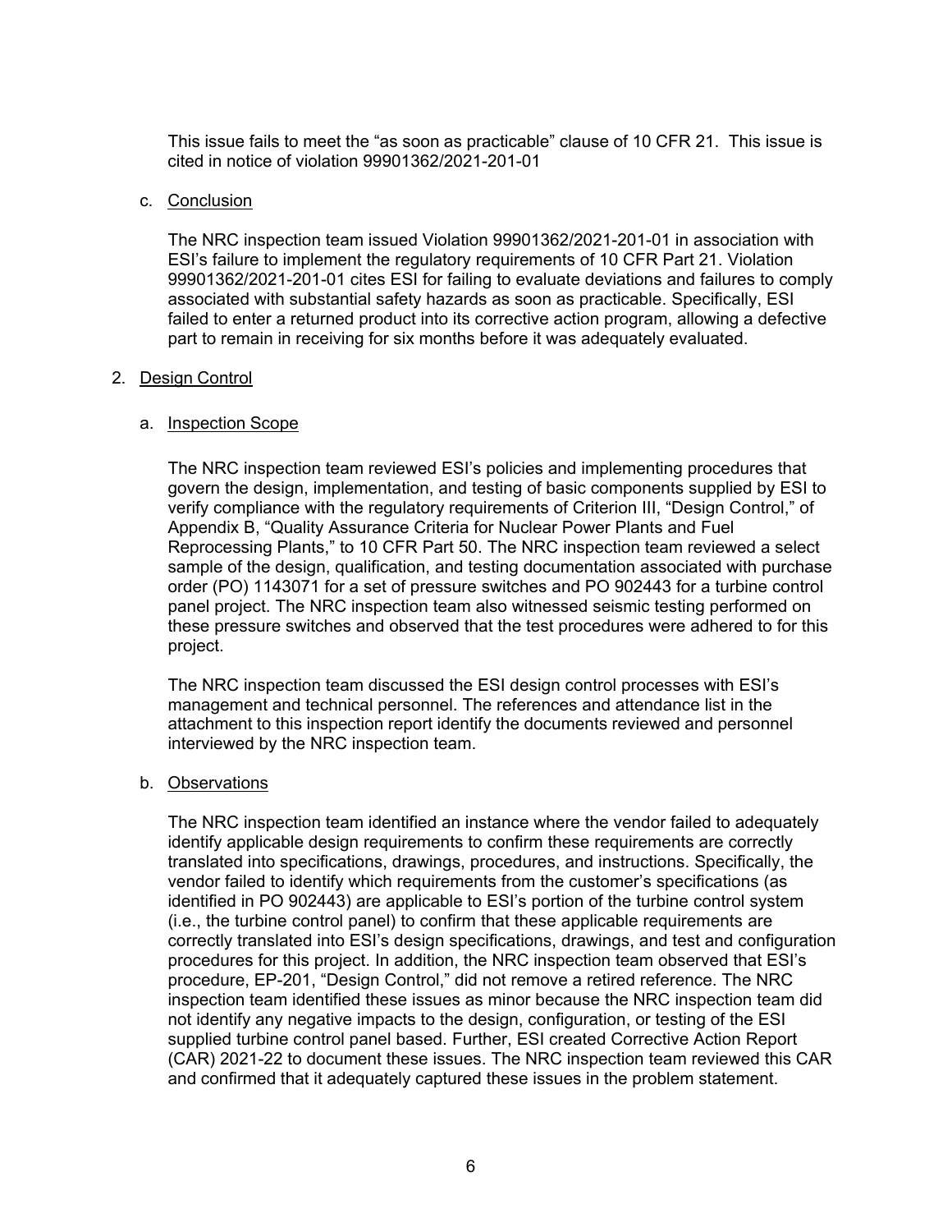This issue fails to meet the "as soon as practicable" clause of 10 CFR 21. This issue is cited in notice of violation 99901362/2021-201-01

c. Conclusion

The NRC inspection team issued Violation 99901362/2021-201-01 in association with ESI's failure to implement the regulatory requirements of 10 CFR Part 21. Violation 99901362/2021-201-01 cites ESI for failing to evaluate deviations and failures to comply associated with substantial safety hazards as soon as practicable. Specifically, ESI failed to enter a returned product into its corrective action program, allowing a defective part to remain in receiving for six months before it was adequately evaluated.

2. Design Control

a. Inspection Scope

The NRC inspection team reviewed ESI's policies and implementing procedures that govern the design, implementation, and testing of basic components supplied by ESI to verify compliance with the regulatory requirements of Criterion III, "Design Control," of Appendix B, "Quality Assurance Criteria for Nuclear Power Plants and Fuel Reprocessing Plants," to 10 CFR Part 50. The NRC inspection team reviewed a select sample of the design, qualification, and testing documentation associated with purchase order (PO) 1143071 for a set of pressure switches and PO 902443 for a turbine control panel project. The NRC inspection team also witnessed seismic testing performed on these pressure switches and observed that the test procedures were adhered to for this project.

The NRC inspection team discussed the ESI design control processes with ESI's management and technical personnel. The references and attendance list in the attachment to this inspection report identify the documents reviewed and personnel interviewed by the NRC inspection team.

b. Observations

The NRC inspection team identified an instance where the vendor failed to adequately identify applicable design requirements to confirm these requirements are correctly translated into specifications, drawings, procedures, and instructions. Specifically, the vendor failed to identify which requirements from the customer's specifications (as identified in PO 902443) are applicable to ESI's portion of the turbine control system (i.e., the turbine control panel) to confirm that these applicable requirements are correctly translated into ESI's design specifications, drawings, and test and configuration procedures for this project. In addition, the NRC inspection team observed that ESI's procedure, EP-201, "Design Control," did not remove a retired reference. The NRC inspection team identified these issues as minor because the NRC inspection team did not identify any negative impacts to the design, configuration, or testing of the ESI supplied turbine control panel based. Further, ESI created Corrective Action Report (CAR) 2021-22 to document these issues. The NRC inspection team reviewed this CAR and confirmed that it adequately captured these issues in the problem statement.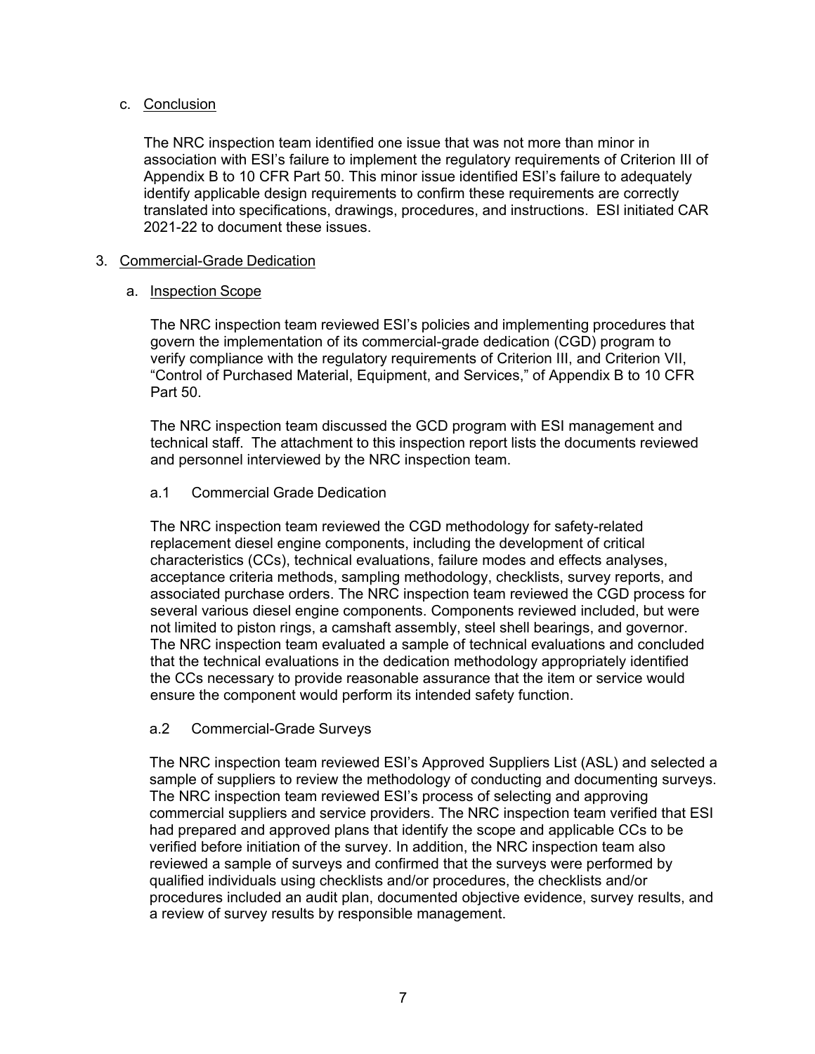c. Conclusion

The NRC inspection team identified one issue that was not more than minor in association with ESI's failure to implement the regulatory requirements of Criterion III of Appendix B to 10 CFR Part 50. This minor issue identified ESI's failure to adequately identify applicable design requirements to confirm these requirements are correctly translated into specifications, drawings, procedures, and instructions. ESI initiated CAR 2021-22 to document these issues.

3. Commercial-Grade Dedication

a. Inspection Scope

The NRC inspection team reviewed ESI's policies and implementing procedures that govern the implementation of its commercial-grade dedication (CGD) program to verify compliance with the regulatory requirements of Criterion III, and Criterion VII, "Control of Purchased Material, Equipment, and Services," of Appendix B to 10 CFR Part 50.

The NRC inspection team discussed the GCD program with ESI management and technical staff. The attachment to this inspection report lists the documents reviewed and personnel interviewed by the NRC inspection team.

a.1 Commercial Grade Dedication

The NRC inspection team reviewed the CGD methodology for safety-related replacement diesel engine components, including the development of critical characteristics (CCs), technical evaluations, failure modes and effects analyses, acceptance criteria methods, sampling methodology, checklists, survey reports, and associated purchase orders. The NRC inspection team reviewed the CGD process for several various diesel engine components. Components reviewed included, but were not limited to piston rings, a camshaft assembly, steel shell bearings, and governor. The NRC inspection team evaluated a sample of technical evaluations and concluded that the technical evaluations in the dedication methodology appropriately identified the CCs necessary to provide reasonable assurance that the item or service would ensure the component would perform its intended safety function.

a.2 Commercial-Grade Surveys

The NRC inspection team reviewed ESI's Approved Suppliers List (ASL) and selected a sample of suppliers to review the methodology of conducting and documenting surveys. The NRC inspection team reviewed ESI's process of selecting and approving commercial suppliers and service providers. The NRC inspection team verified that ESI had prepared and approved plans that identify the scope and applicable CCs to be verified before initiation of the survey. In addition, the NRC inspection team also reviewed a sample of surveys and confirmed that the surveys were performed by qualified individuals using checklists and/or procedures, the checklists and/or procedures included an audit plan, documented objective evidence, survey results, and a review of survey results by responsible management.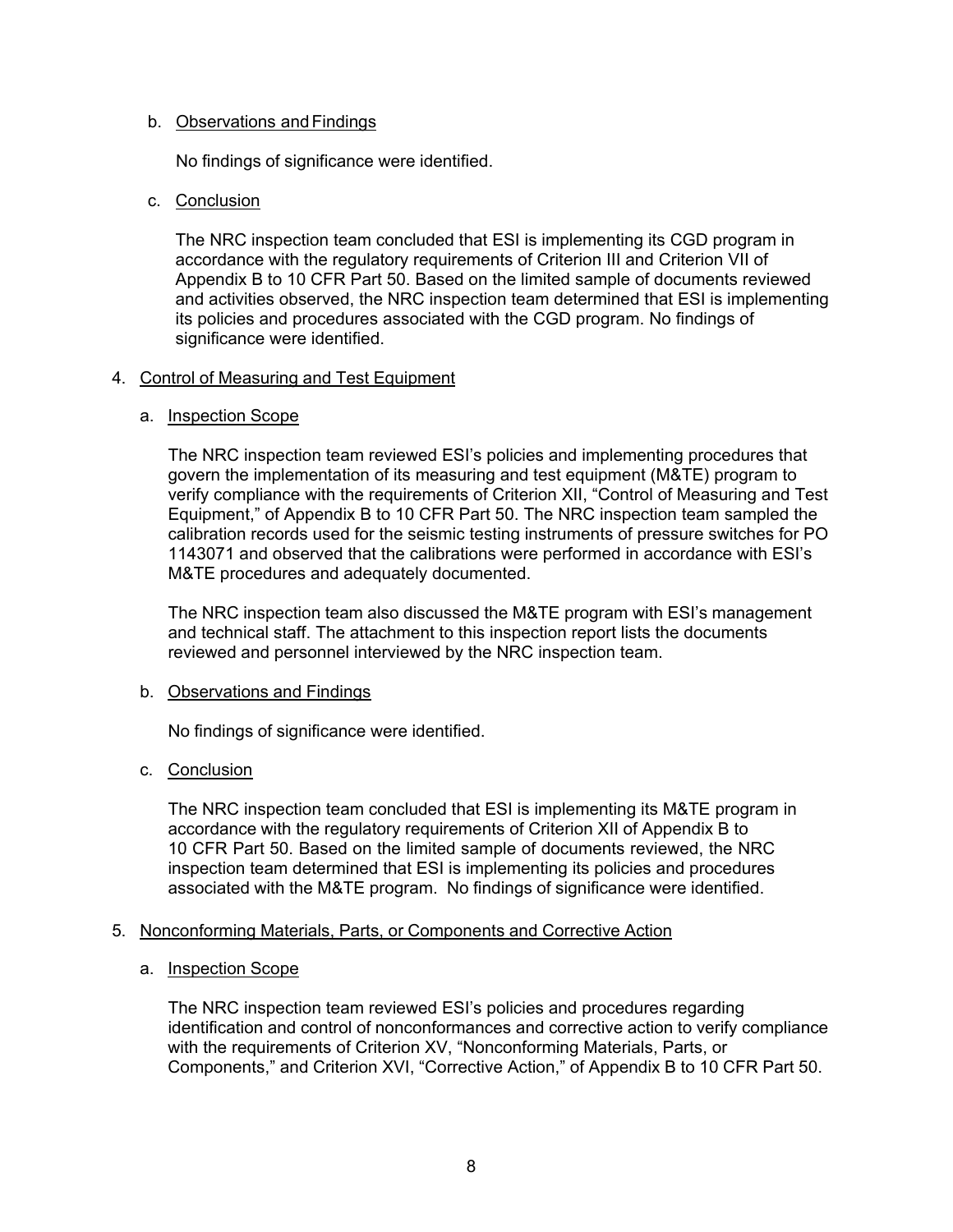b. Observations and Findings

No findings of significance were identified.

c. Conclusion

The NRC inspection team concluded that ESI is implementing its CGD program in accordance with the regulatory requirements of Criterion III and Criterion VII of Appendix B to 10 CFR Part 50. Based on the limited sample of documents reviewed and activities observed, the NRC inspection team determined that ESI is implementing its policies and procedures associated with the CGD program. No findings of significance were identified.

## 4. Control of Measuring and Test Equipment

a. Inspection Scope

The NRC inspection team reviewed ESI's policies and implementing procedures that govern the implementation of its measuring and test equipment (M&TE) program to verify compliance with the requirements of Criterion XII, "Control of Measuring and Test Equipment," of Appendix B to 10 CFR Part 50. The NRC inspection team sampled the calibration records used for the seismic testing instruments of pressure switches for PO 1143071 and observed that the calibrations were performed in accordance with ESI's M&TE procedures and adequately documented.

The NRC inspection team also discussed the M&TE program with ESI's management and technical staff. The attachment to this inspection report lists the documents reviewed and personnel interviewed by the NRC inspection team.

b. Observations and Findings

No findings of significance were identified.

c. Conclusion

The NRC inspection team concluded that ESI is implementing its M&TE program in accordance with the regulatory requirements of Criterion XII of Appendix B to 10 CFR Part 50. Based on the limited sample of documents reviewed, the NRC inspection team determined that ESI is implementing its policies and procedures associated with the M&TE program. No findings of significance were identified.

## 5. Nonconforming Materials, Parts, or Components and Corrective Action

a. Inspection Scope

The NRC inspection team reviewed ESI's policies and procedures regarding identification and control of nonconformances and corrective action to verify compliance with the requirements of Criterion XV, "Nonconforming Materials, Parts, or Components," and Criterion XVI, "Corrective Action," of Appendix B to 10 CFR Part 50.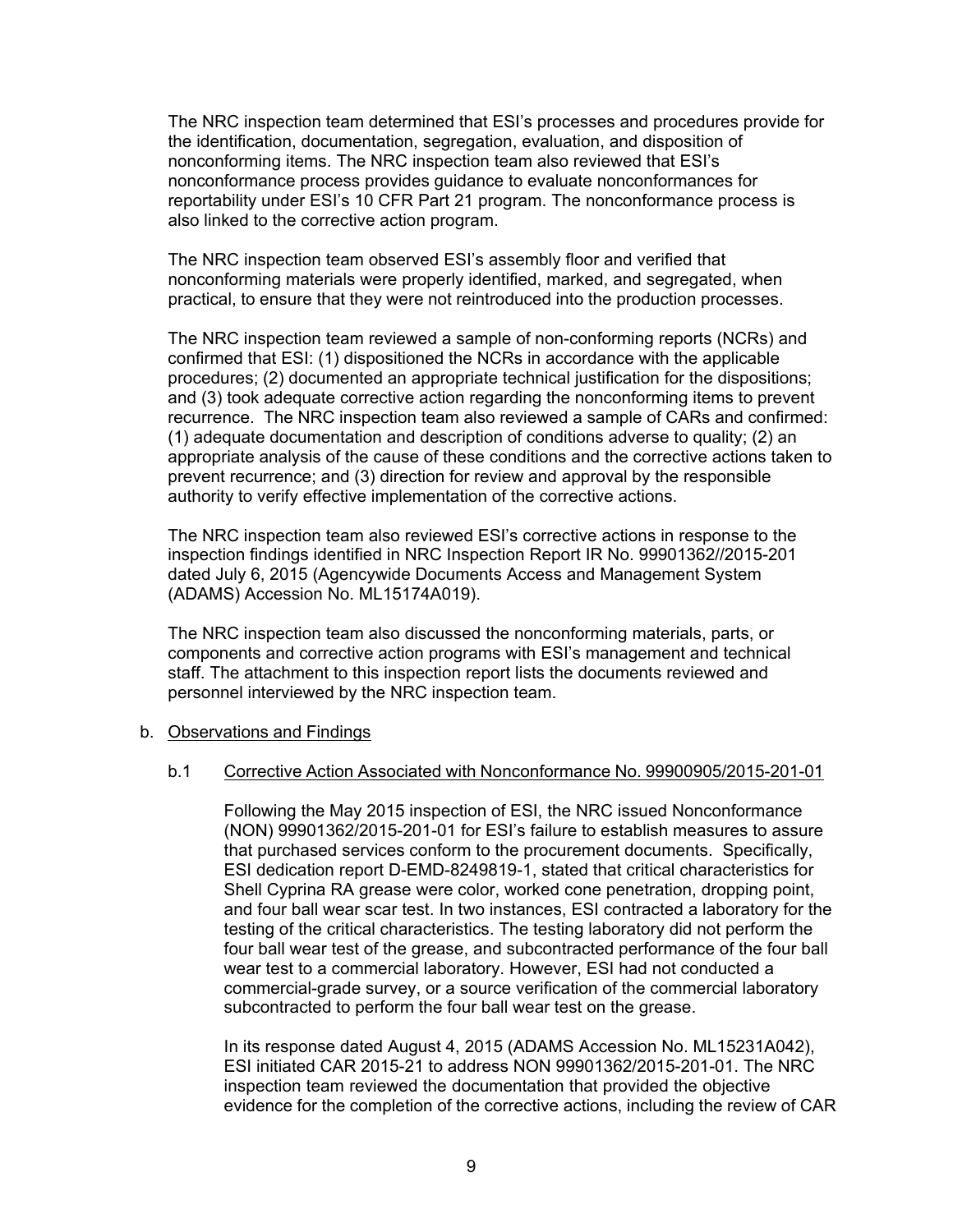The NRC inspection team determined that ESI's processes and procedures provide for the identification, documentation, segregation, evaluation, and disposition of nonconforming items. The NRC inspection team also reviewed that ESI's nonconformance process provides guidance to evaluate nonconformances for reportability under ESI's 10 CFR Part 21 program. The nonconformance process is also linked to the corrective action program.

The NRC inspection team observed ESI's assembly floor and verified that nonconforming materials were properly identified, marked, and segregated, when practical, to ensure that they were not reintroduced into the production processes.

The NRC inspection team reviewed a sample of non-conforming reports (NCRs) and confirmed that ESI: (1) dispositioned the NCRs in accordance with the applicable procedures; (2) documented an appropriate technical justification for the dispositions; and (3) took adequate corrective action regarding the nonconforming items to prevent recurrence. The NRC inspection team also reviewed a sample of CARs and confirmed: (1) adequate documentation and description of conditions adverse to quality; (2) an appropriate analysis of the cause of these conditions and the corrective actions taken to prevent recurrence; and (3) direction for review and approval by the responsible authority to verify effective implementation of the corrective actions.

The NRC inspection team also reviewed ESI's corrective actions in response to the inspection findings identified in NRC Inspection Report IR No. 99901362//2015-201 dated July 6, 2015 (Agencywide Documents Access and Management System (ADAMS) Accession No. ML15174A019).

The NRC inspection team also discussed the nonconforming materials, parts, or components and corrective action programs with ESI's management and technical staff. The attachment to this inspection report lists the documents reviewed and personnel interviewed by the NRC inspection team.

b. Observations and Findings

b.1 Corrective Action Associated with Nonconformance No. 99900905/2015-201-01

Following the May 2015 inspection of ESI, the NRC issued Nonconformance (NON) 99901362/2015-201-01 for ESI's failure to establish measures to assure that purchased services conform to the procurement documents. Specifically, ESI dedication report D-EMD-8249819-1, stated that critical characteristics for Shell Cyprina RA grease were color, worked cone penetration, dropping point, and four ball wear scar test. In two instances, ESI contracted a laboratory for the testing of the critical characteristics. The testing laboratory did not perform the four ball wear test of the grease, and subcontracted performance of the four ball wear test to a commercial laboratory. However, ESI had not conducted a commercial-grade survey, or a source verification of the commercial laboratory subcontracted to perform the four ball wear test on the grease.

In its response dated August 4, 2015 (ADAMS Accession No. ML15231A042), ESI initiated CAR 2015-21 to address NON 99901362/2015-201-01. The NRC inspection team reviewed the documentation that provided the objective evidence for the completion of the corrective actions, including the review of CAR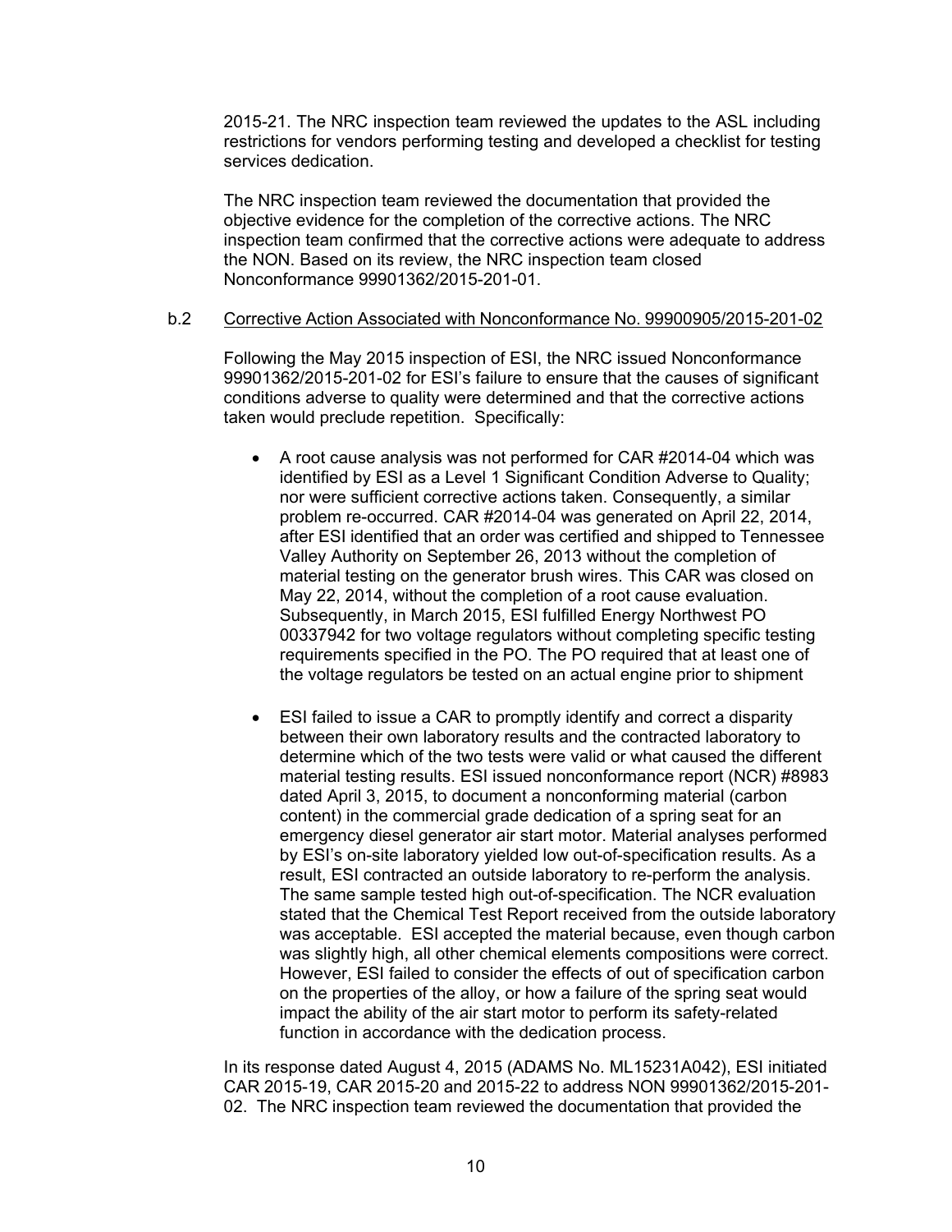2015-21. The NRC inspection team reviewed the updates to the ASL including restrictions for vendors performing testing and developed a checklist for testing services dedication.

The NRC inspection team reviewed the documentation that provided the objective evidence for the completion of the corrective actions. The NRC inspection team confirmed that the corrective actions were adequate to address the NON. Based on its review, the NRC inspection team closed Nonconformance 99901362/2015-201-01.

b.2 Corrective Action Associated with Nonconformance No. 99900905/2015-201-02

Following the May 2015 inspection of ESI, the NRC issued Nonconformance 99901362/2015-201-02 for ESI's failure to ensure that the causes of significant conditions adverse to quality were determined and that the corrective actions taken would preclude repetition. Specifically:

- A root cause analysis was not performed for CAR #2014-04 which was identified by ESI as a Level 1 Significant Condition Adverse to Quality; nor were sufficient corrective actions taken. Consequently, a similar problem re-occurred. CAR #2014-04 was generated on April 22, 2014, after ESI identified that an order was certified and shipped to Tennessee Valley Authority on September 26, 2013 without the completion of material testing on the generator brush wires. This CAR was closed on May 22, 2014, without the completion of a root cause evaluation. Subsequently, in March 2015, ESI fulfilled Energy Northwest PO 00337942 for two voltage regulators without completing specific testing requirements specified in the PO. The PO required that at least one of the voltage regulators be tested on an actual engine prior to shipment

- ESI failed to issue a CAR to promptly identify and correct a disparity between their own laboratory results and the contracted laboratory to determine which of the two tests were valid or what caused the different material testing results. ESI issued nonconformance report (NCR) #8983 dated April 3, 2015, to document a nonconforming material (carbon content) in the commercial grade dedication of a spring seat for an emergency diesel generator air start motor. Material analyses performed by ESI's on-site laboratory yielded low out-of-specification results. As a result, ESI contracted an outside laboratory to re-perform the analysis. The same sample tested high out-of-specification. The NCR evaluation stated that the Chemical Test Report received from the outside laboratory was acceptable. ESI accepted the material because, even though carbon was slightly high, all other chemical elements compositions were correct. However, ESI failed to consider the effects of out of specification carbon on the properties of the alloy, or how a failure of the spring seat would impact the ability of the air start motor to perform its safety-related function in accordance with the dedication process.

In its response dated August 4, 2015 (ADAMS No. ML15231A042), ESI initiated CAR 2015-19, CAR 2015-20 and 2015-22 to address NON 99901362/2015-201-02. The NRC inspection team reviewed the documentation that provided the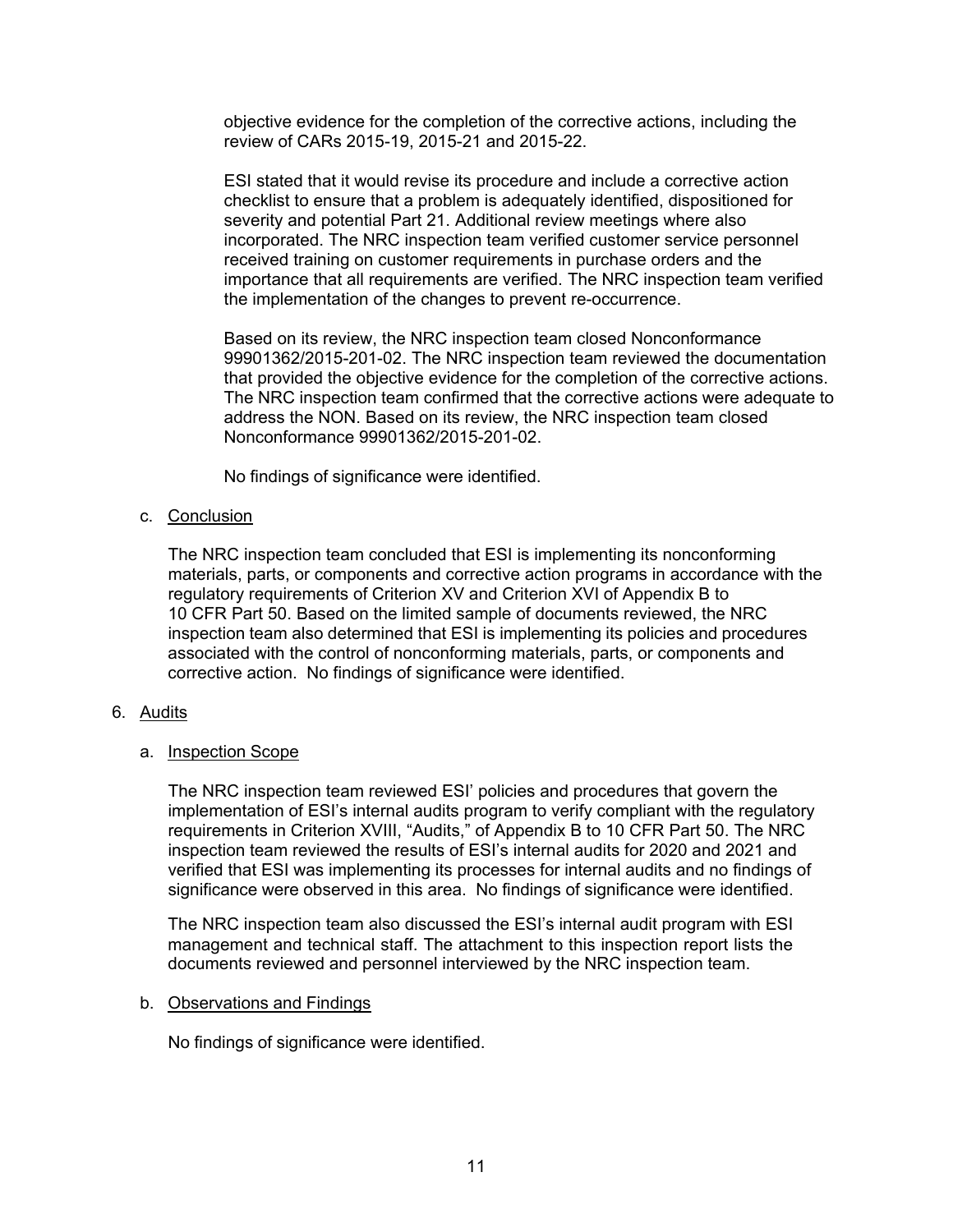objective evidence for the completion of the corrective actions, including the review of CARs 2015-19, 2015-21 and 2015-22.

ESI stated that it would revise its procedure and include a corrective action checklist to ensure that a problem is adequately identified, dispositioned for severity and potential Part 21. Additional review meetings where also incorporated. The NRC inspection team verified customer service personnel received training on customer requirements in purchase orders and the importance that all requirements are verified. The NRC inspection team verified the implementation of the changes to prevent re-occurrence.

Based on its review, the NRC inspection team closed Nonconformance 99901362/2015-201-02. The NRC inspection team reviewed the documentation that provided the objective evidence for the completion of the corrective actions. The NRC inspection team confirmed that the corrective actions were adequate to address the NON. Based on its review, the NRC inspection team closed Nonconformance 99901362/2015-201-02.

No findings of significance were identified.

c. Conclusion

The NRC inspection team concluded that ESI is implementing its nonconforming materials, parts, or components and corrective action programs in accordance with the regulatory requirements of Criterion XV and Criterion XVI of Appendix B to 10 CFR Part 50. Based on the limited sample of documents reviewed, the NRC inspection team also determined that ESI is implementing its policies and procedures associated with the control of nonconforming materials, parts, or components and corrective action. No findings of significance were identified.

6. Audits

a. Inspection Scope

The NRC inspection team reviewed ESI' policies and procedures that govern the implementation of ESI's internal audits program to verify compliant with the regulatory requirements in Criterion XVIII, "Audits," of Appendix B to 10 CFR Part 50. The NRC inspection team reviewed the results of ESI's internal audits for 2020 and 2021 and verified that ESI was implementing its processes for internal audits and no findings of significance were observed in this area. No findings of significance were identified.

The NRC inspection team also discussed the ESI's internal audit program with ESI management and technical staff. The attachment to this inspection report lists the documents reviewed and personnel interviewed by the NRC inspection team.

b. Observations and Findings

No findings of significance were identified.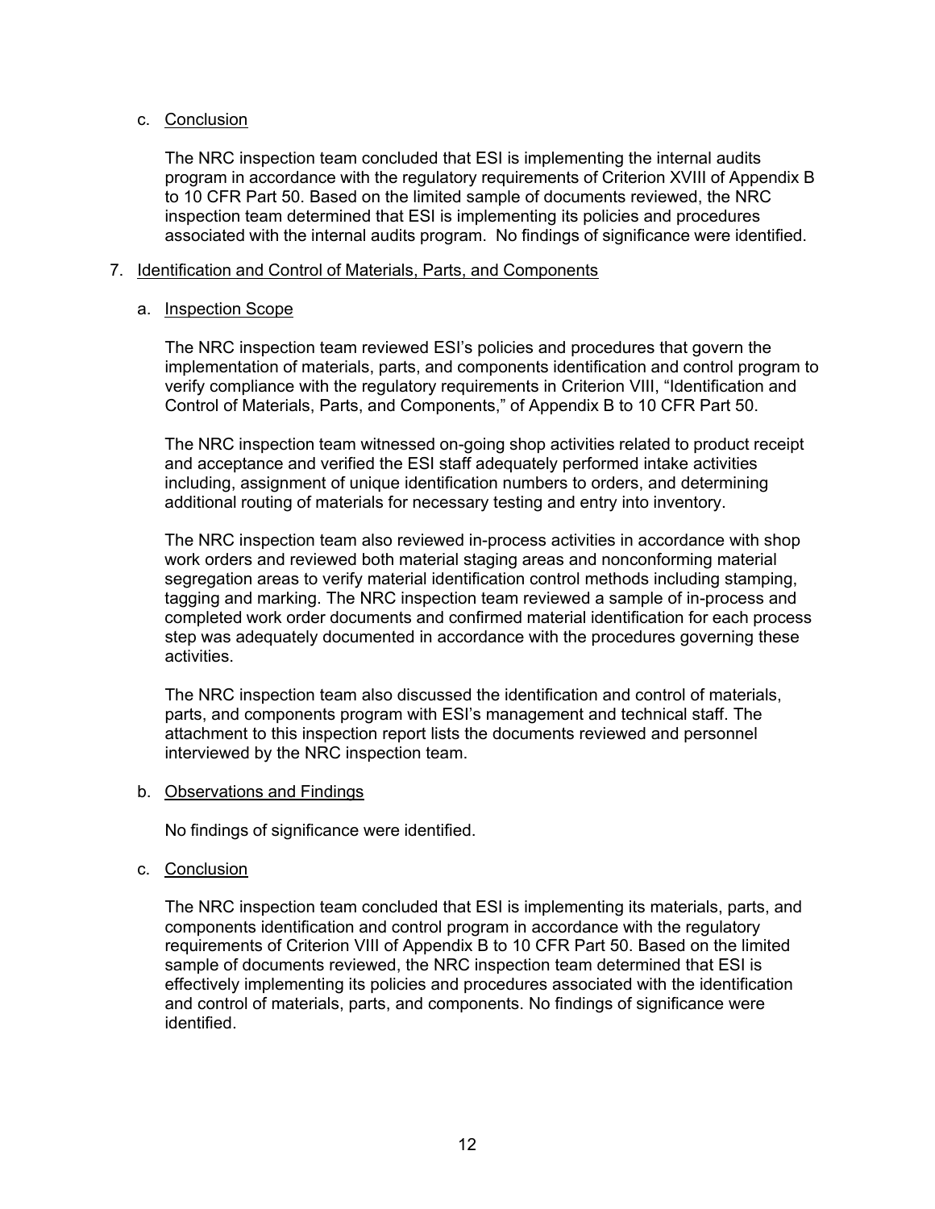c. Conclusion

The NRC inspection team concluded that ESI is implementing the internal audits program in accordance with the regulatory requirements of Criterion XVIII of Appendix B to 10 CFR Part 50. Based on the limited sample of documents reviewed, the NRC inspection team determined that ESI is implementing its policies and procedures associated with the internal audits program. No findings of significance were identified.

7. Identification and Control of Materials, Parts, and Components

a. Inspection Scope

The NRC inspection team reviewed ESI's policies and procedures that govern the implementation of materials, parts, and components identification and control program to verify compliance with the regulatory requirements in Criterion VIII, "Identification and Control of Materials, Parts, and Components," of Appendix B to 10 CFR Part 50.

The NRC inspection team witnessed on-going shop activities related to product receipt and acceptance and verified the ESI staff adequately performed intake activities including, assignment of unique identification numbers to orders, and determining additional routing of materials for necessary testing and entry into inventory.

The NRC inspection team also reviewed in-process activities in accordance with shop work orders and reviewed both material staging areas and nonconforming material segregation areas to verify material identification control methods including stamping, tagging and marking. The NRC inspection team reviewed a sample of in-process and completed work order documents and confirmed material identification for each process step was adequately documented in accordance with the procedures governing these activities.

The NRC inspection team also discussed the identification and control of materials, parts, and components program with ESI's management and technical staff. The attachment to this inspection report lists the documents reviewed and personnel interviewed by the NRC inspection team.

b. Observations and Findings

No findings of significance were identified.

c. Conclusion

The NRC inspection team concluded that ESI is implementing its materials, parts, and components identification and control program in accordance with the regulatory requirements of Criterion VIII of Appendix B to 10 CFR Part 50. Based on the limited sample of documents reviewed, the NRC inspection team determined that ESI is effectively implementing its policies and procedures associated with the identification and control of materials, parts, and components. No findings of significance were identified.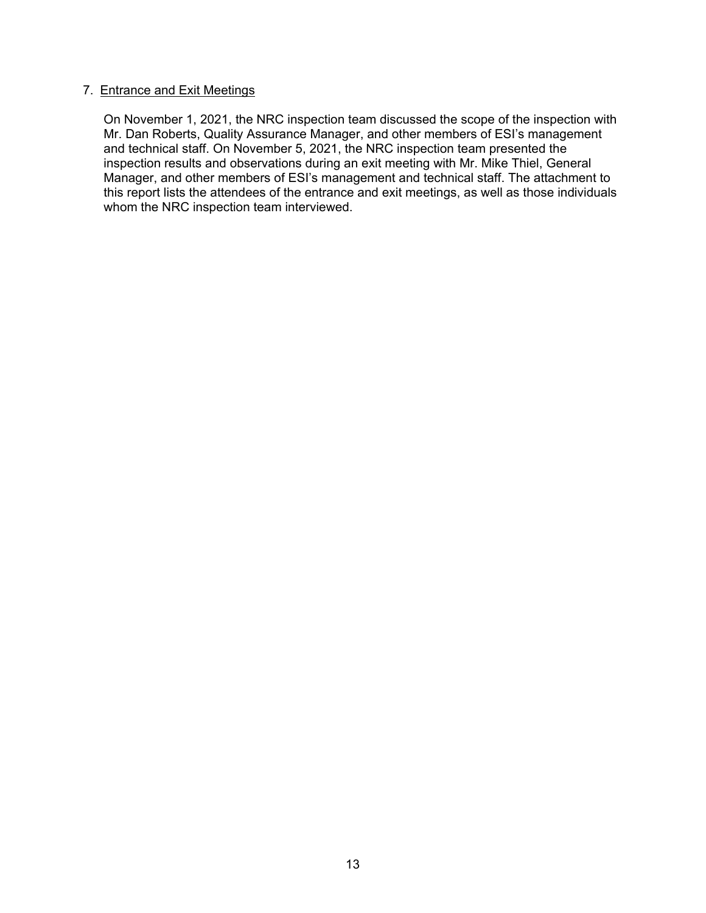## 7. Entrance and Exit Meetings

On November 1, 2021, the NRC inspection team discussed the scope of the inspection with Mr. Dan Roberts, Quality Assurance Manager, and other members of ESI's management and technical staff. On November 5, 2021, the NRC inspection team presented the inspection results and observations during an exit meeting with Mr. Mike Thiel, General Manager, and other members of ESI's management and technical staff. The attachment to this report lists the attendees of the entrance and exit meetings, as well as those individuals whom the NRC inspection team interviewed.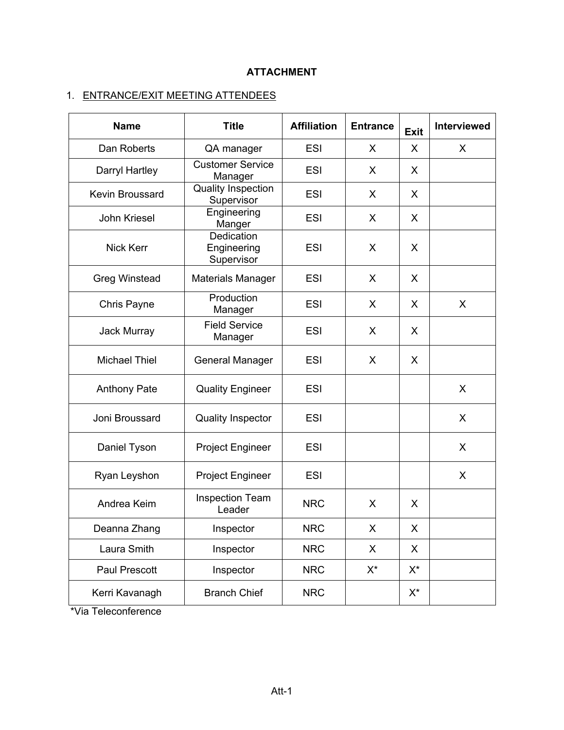**ATTACHMENT**

1. ENTRANCE/EXIT MEETING ATTENDEES

| Name | Title | Affiliation | Entrance | Exit | Interviewed |
|---|---|---|---|---|---|
| Dan Roberts | QA manager | ESI | X | X | X |
| Darryl Hartley | Customer Service Manager | ESI | X | X | |
| Kevin Broussard | Quality Inspection Supervisor | ESI | X | X | |
| John Kriesel | Engineering Manger | ESI | X | X | |
| Nick Kerr | Dedication Engineering Supervisor | ESI | X | X | |
| Greg Winstead | Materials Manager | ESI | X | X | |
| Chris Payne | Production Manager | ESI | X | X | X |
| Jack Murray | Field Service Manager | ESI | X | X | |
| Michael Thiel | General Manager | ESI | X | X | |
| Anthony Pate | Quality Engineer | ESI | | | X |
| Joni Broussard | Quality Inspector | ESI | | | X |
| Daniel Tyson | Project Engineer | ESI | | | X |
| Ryan Leyshon | Project Engineer | ESI | | | X |
| Andrea Keim | Inspection Team Leader | NRC | X | X | |
| Deanna Zhang | Inspector | NRC | X | X | |
| Laura Smith | Inspector | NRC | X | X | |
| Paul Prescott | Inspector | NRC | X* | X* | |
| Kerri Kavanagh | Branch Chief | NRC | | X* | |

*Via Teleconference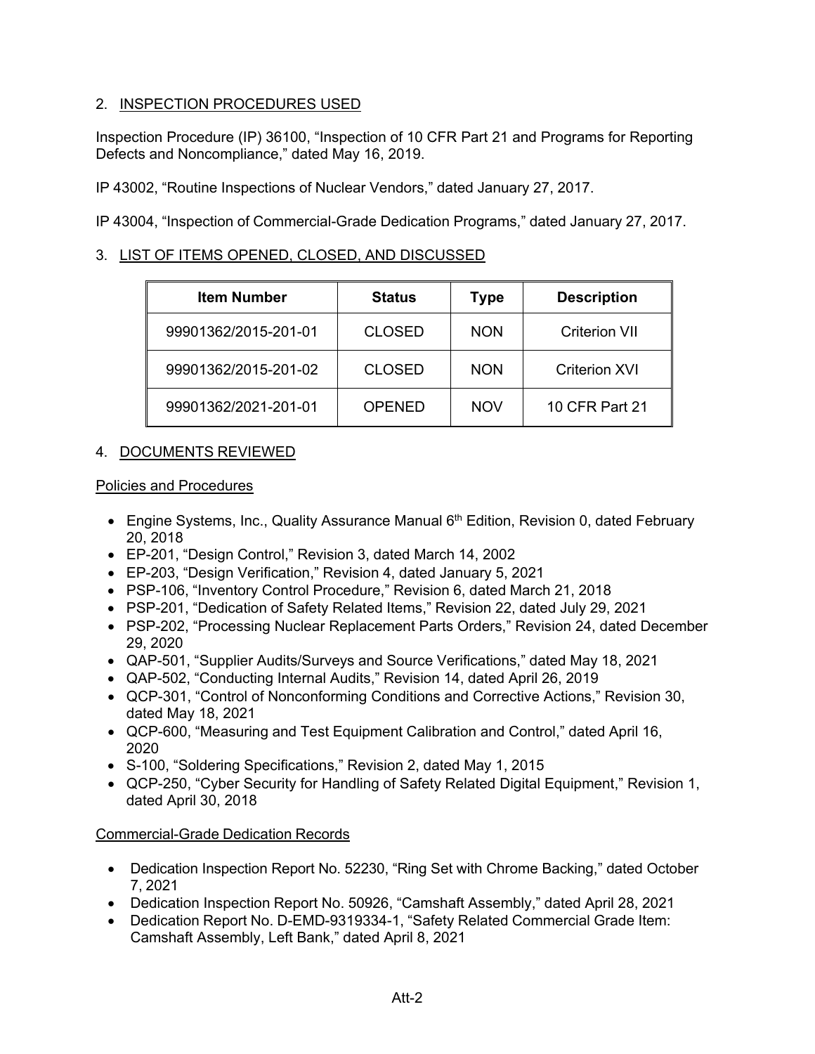## 2. INSPECTION PROCEDURES USED

Inspection Procedure (IP) 36100, "Inspection of 10 CFR Part 21 and Programs for Reporting Defects and Noncompliance," dated May 16, 2019.

IP 43002, "Routine Inspections of Nuclear Vendors," dated January 27, 2017.

IP 43004, "Inspection of Commercial-Grade Dedication Programs," dated January 27, 2017.

## 3. LIST OF ITEMS OPENED, CLOSED, AND DISCUSSED

| Item Number | Status | Type | Description |
|---|---|---|---|
| 99901362/2015-201-01 | CLOSED | NON | Criterion VII |
| 99901362/2015-201-02 | CLOSED | NON | Criterion XVI |
| 99901362/2021-201-01 | OPENED | NOV | 10 CFR Part 21 |

## 4. DOCUMENTS REVIEWED

### Policies and Procedures

- Engine Systems, Inc., Quality Assurance Manual 6th Edition, Revision 0, dated February 20, 2018
- EP-201, "Design Control," Revision 3, dated March 14, 2002
- EP-203, "Design Verification," Revision 4, dated January 5, 2021
- PSP-106, "Inventory Control Procedure," Revision 6, dated March 21, 2018
- PSP-201, "Dedication of Safety Related Items," Revision 22, dated July 29, 2021
- PSP-202, "Processing Nuclear Replacement Parts Orders," Revision 24, dated December 29, 2020
- QAP-501, "Supplier Audits/Surveys and Source Verifications," dated May 18, 2021
- QAP-502, "Conducting Internal Audits," Revision 14, dated April 26, 2019
- QCP-301, "Control of Nonconforming Conditions and Corrective Actions," Revision 30, dated May 18, 2021
- QCP-600, "Measuring and Test Equipment Calibration and Control," dated April 16, 2020
- S-100, "Soldering Specifications," Revision 2, dated May 1, 2015
- QCP-250, "Cyber Security for Handling of Safety Related Digital Equipment," Revision 1, dated April 30, 2018

### Commercial-Grade Dedication Records

- Dedication Inspection Report No. 52230, "Ring Set with Chrome Backing," dated October 7, 2021
- Dedication Inspection Report No. 50926, "Camshaft Assembly," dated April 28, 2021
- Dedication Report No. D-EMD-9319334-1, "Safety Related Commercial Grade Item: Camshaft Assembly, Left Bank," dated April 8, 2021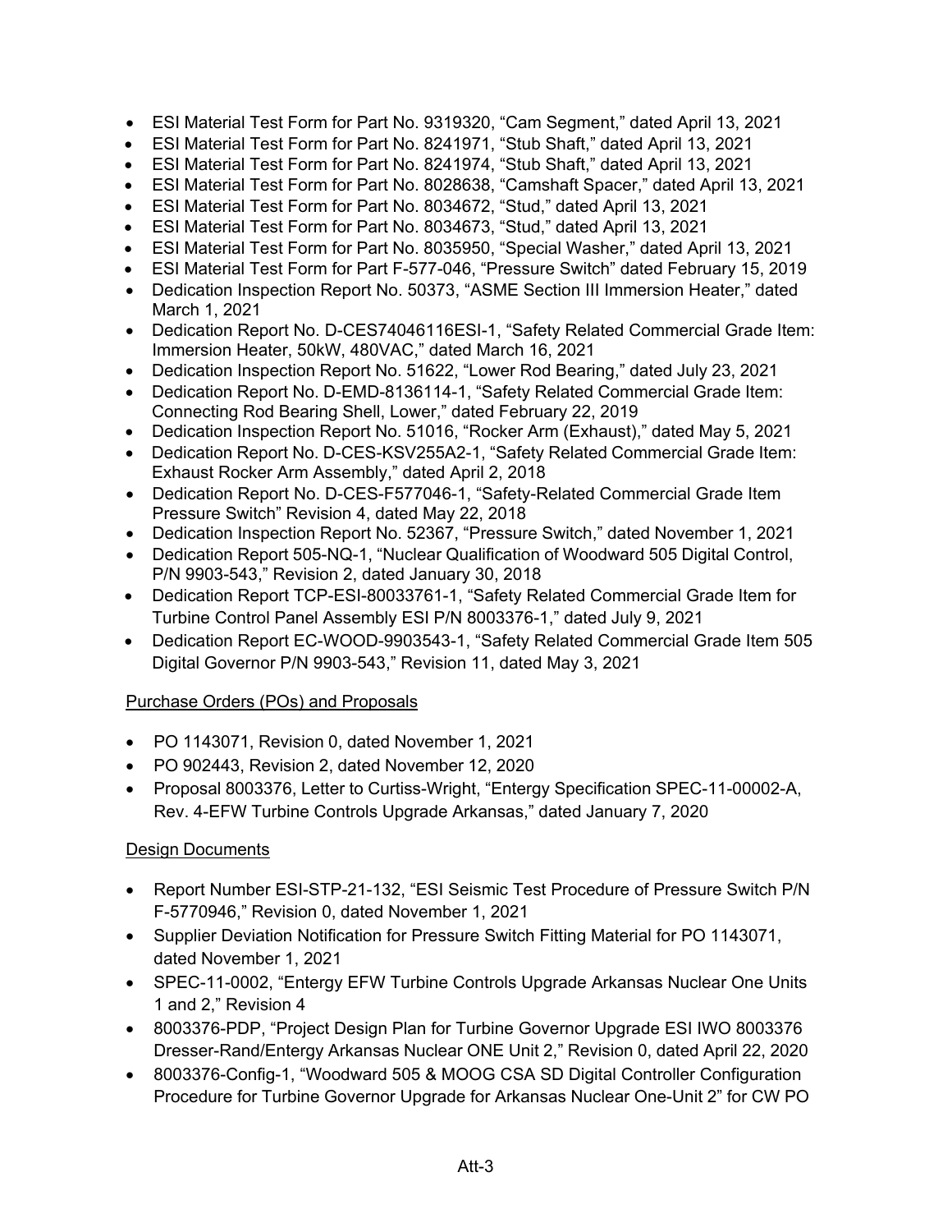- ESI Material Test Form for Part No. 9319320, "Cam Segment," dated April 13, 2021
- ESI Material Test Form for Part No. 8241971, "Stub Shaft," dated April 13, 2021
- ESI Material Test Form for Part No. 8241974, "Stub Shaft," dated April 13, 2021
- ESI Material Test Form for Part No. 8028638, "Camshaft Spacer," dated April 13, 2021
- ESI Material Test Form for Part No. 8034672, "Stud," dated April 13, 2021
- ESI Material Test Form for Part No. 8034673, "Stud," dated April 13, 2021
- ESI Material Test Form for Part No. 8035950, "Special Washer," dated April 13, 2021
- ESI Material Test Form for Part F-577-046, "Pressure Switch" dated February 15, 2019
- Dedication Inspection Report No. 50373, "ASME Section III Immersion Heater," dated March 1, 2021
- Dedication Report No. D-CES74046116ESI-1, "Safety Related Commercial Grade Item: Immersion Heater, 50kW, 480VAC," dated March 16, 2021
- Dedication Inspection Report No. 51622, "Lower Rod Bearing," dated July 23, 2021
- Dedication Report No. D-EMD-8136114-1, "Safety Related Commercial Grade Item: Connecting Rod Bearing Shell, Lower," dated February 22, 2019
- Dedication Inspection Report No. 51016, "Rocker Arm (Exhaust)," dated May 5, 2021
- Dedication Report No. D-CES-KSV255A2-1, "Safety Related Commercial Grade Item: Exhaust Rocker Arm Assembly," dated April 2, 2018
- Dedication Report No. D-CES-F577046-1, "Safety-Related Commercial Grade Item Pressure Switch" Revision 4, dated May 22, 2018
- Dedication Inspection Report No. 52367, "Pressure Switch," dated November 1, 2021
- Dedication Report 505-NQ-1, "Nuclear Qualification of Woodward 505 Digital Control, P/N 9903-543," Revision 2, dated January 30, 2018
- Dedication Report TCP-ESI-80033761-1, "Safety Related Commercial Grade Item for Turbine Control Panel Assembly ESI P/N 8003376-1," dated July 9, 2021
- Dedication Report EC-WOOD-9903543-1, "Safety Related Commercial Grade Item 505 Digital Governor P/N 9903-543," Revision 11, dated May 3, 2021

<u>Purchase Orders (POs) and Proposals</u>

- PO 1143071, Revision 0, dated November 1, 2021
- PO 902443, Revision 2, dated November 12, 2020
- Proposal 8003376, Letter to Curtiss-Wright, "Entergy Specification SPEC-11-00002-A, Rev. 4-EFW Turbine Controls Upgrade Arkansas," dated January 7, 2020

<u>Design Documents</u>

- Report Number ESI-STP-21-132, "ESI Seismic Test Procedure of Pressure Switch P/N F-5770946," Revision 0, dated November 1, 2021
- Supplier Deviation Notification for Pressure Switch Fitting Material for PO 1143071, dated November 1, 2021
- SPEC-11-0002, "Entergy EFW Turbine Controls Upgrade Arkansas Nuclear One Units 1 and 2," Revision 4
- 8003376-PDP, "Project Design Plan for Turbine Governor Upgrade ESI IWO 8003376 Dresser-Rand/Entergy Arkansas Nuclear ONE Unit 2," Revision 0, dated April 22, 2020
- 8003376-Config-1, "Woodward 505 & MOOG CSA SD Digital Controller Configuration Procedure for Turbine Governor Upgrade for Arkansas Nuclear One-Unit 2" for CW PO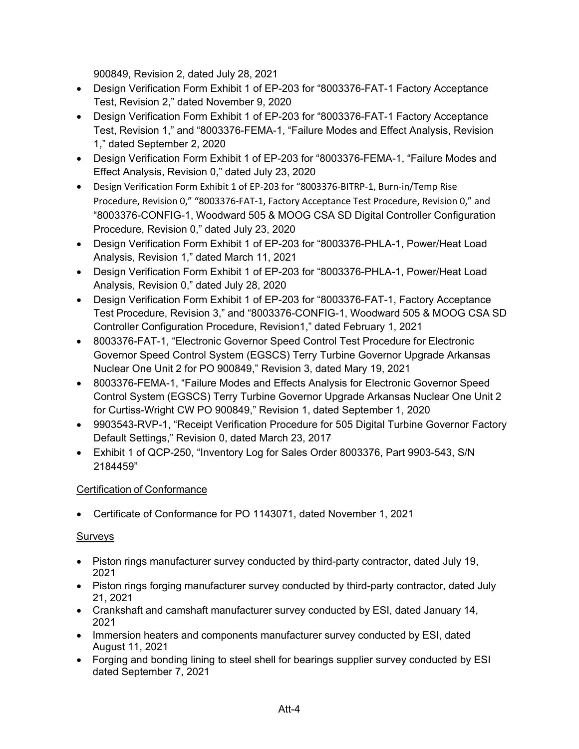900849, Revision 2, dated July 28, 2021

- Design Verification Form Exhibit 1 of EP-203 for "8003376-FAT-1 Factory Acceptance Test, Revision 2," dated November 9, 2020
- Design Verification Form Exhibit 1 of EP-203 for "8003376-FAT-1 Factory Acceptance Test, Revision 1," and "8003376-FEMA-1, "Failure Modes and Effect Analysis, Revision 1," dated September 2, 2020
- Design Verification Form Exhibit 1 of EP-203 for "8003376-FEMA-1, "Failure Modes and Effect Analysis, Revision 0," dated July 23, 2020
- Design Verification Form Exhibit 1 of EP-203 for "8003376-BITRP-1, Burn-in/Temp Rise Procedure, Revision 0," "8003376-FAT-1, Factory Acceptance Test Procedure, Revision 0," and "8003376-CONFIG-1, Woodward 505 & MOOG CSA SD Digital Controller Configuration Procedure, Revision 0," dated July 23, 2020
- Design Verification Form Exhibit 1 of EP-203 for "8003376-PHLA-1, Power/Heat Load Analysis, Revision 1," dated March 11, 2021
- Design Verification Form Exhibit 1 of EP-203 for "8003376-PHLA-1, Power/Heat Load Analysis, Revision 0," dated July 28, 2020
- Design Verification Form Exhibit 1 of EP-203 for "8003376-FAT-1, Factory Acceptance Test Procedure, Revision 3," and "8003376-CONFIG-1, Woodward 505 & MOOG CSA SD Controller Configuration Procedure, Revision1," dated February 1, 2021
- 8003376-FAT-1, "Electronic Governor Speed Control Test Procedure for Electronic Governor Speed Control System (EGSCS) Terry Turbine Governor Upgrade Arkansas Nuclear One Unit 2 for PO 900849," Revision 3, dated Mary 19, 2021
- 8003376-FEMA-1, "Failure Modes and Effects Analysis for Electronic Governor Speed Control System (EGSCS) Terry Turbine Governor Upgrade Arkansas Nuclear One Unit 2 for Curtiss-Wright CW PO 900849," Revision 1, dated September 1, 2020
- 9903543-RVP-1, "Receipt Verification Procedure for 505 Digital Turbine Governor Factory Default Settings," Revision 0, dated March 23, 2017
- Exhibit 1 of QCP-250, "Inventory Log for Sales Order 8003376, Part 9903-543, S/N 2184459"

Certification of Conformance

- Certificate of Conformance for PO 1143071, dated November 1, 2021

Surveys

- Piston rings manufacturer survey conducted by third-party contractor, dated July 19, 2021
- Piston rings forging manufacturer survey conducted by third-party contractor, dated July 21, 2021
- Crankshaft and camshaft manufacturer survey conducted by ESI, dated January 14, 2021
- Immersion heaters and components manufacturer survey conducted by ESI, dated August 11, 2021
- Forging and bonding lining to steel shell for bearings supplier survey conducted by ESI dated September 7, 2021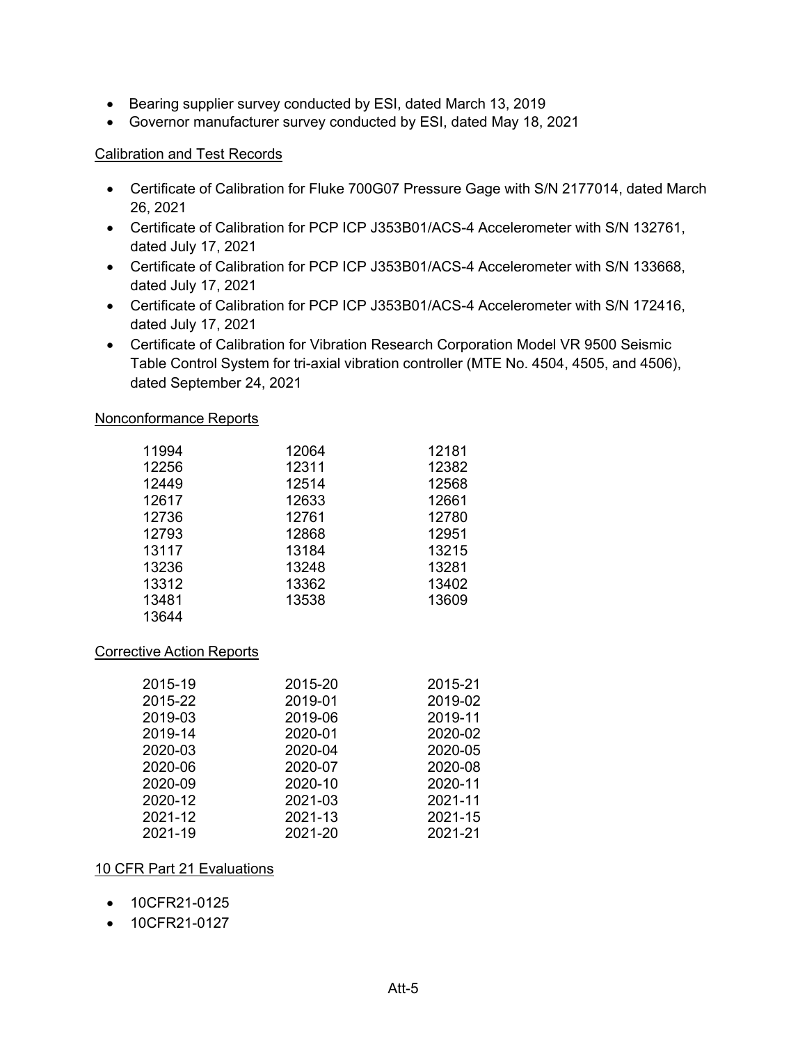- Bearing supplier survey conducted by ESI, dated March 13, 2019
- Governor manufacturer survey conducted by ESI, dated May 18, 2021

Calibration and Test Records

- Certificate of Calibration for Fluke 700G07 Pressure Gage with S/N 2177014, dated March 26, 2021
- Certificate of Calibration for PCP ICP J353B01/ACS-4 Accelerometer with S/N 132761, dated July 17, 2021
- Certificate of Calibration for PCP ICP J353B01/ACS-4 Accelerometer with S/N 133668, dated July 17, 2021
- Certificate of Calibration for PCP ICP J353B01/ACS-4 Accelerometer with S/N 172416, dated July 17, 2021
- Certificate of Calibration for Vibration Research Corporation Model VR 9500 Seismic Table Control System for tri-axial vibration controller (MTE No. 4504, 4505, and 4506), dated September 24, 2021

Nonconformance Reports

| | | |
|---|---|---|
| 11994 | 12064 | 12181 |
| 12256 | 12311 | 12382 |
| 12449 | 12514 | 12568 |
| 12617 | 12633 | 12661 |
| 12736 | 12761 | 12780 |
| 12793 | 12868 | 12951 |
| 13117 | 13184 | 13215 |
| 13236 | 13248 | 13281 |
| 13312 | 13362 | 13402 |
| 13481 | 13538 | 13609 |
| 13644 | | |

Corrective Action Reports

| | | |
|---|---|---|
| 2015-19 | 2015-20 | 2015-21 |
| 2015-22 | 2019-01 | 2019-02 |
| 2019-03 | 2019-06 | 2019-11 |
| 2019-14 | 2020-01 | 2020-02 |
| 2020-03 | 2020-04 | 2020-05 |
| 2020-06 | 2020-07 | 2020-08 |
| 2020-09 | 2020-10 | 2020-11 |
| 2020-12 | 2021-03 | 2021-11 |
| 2021-12 | 2021-13 | 2021-15 |
| 2021-19 | 2021-20 | 2021-21 |

10 CFR Part 21 Evaluations

- 10CFR21-0125
- 10CFR21-0127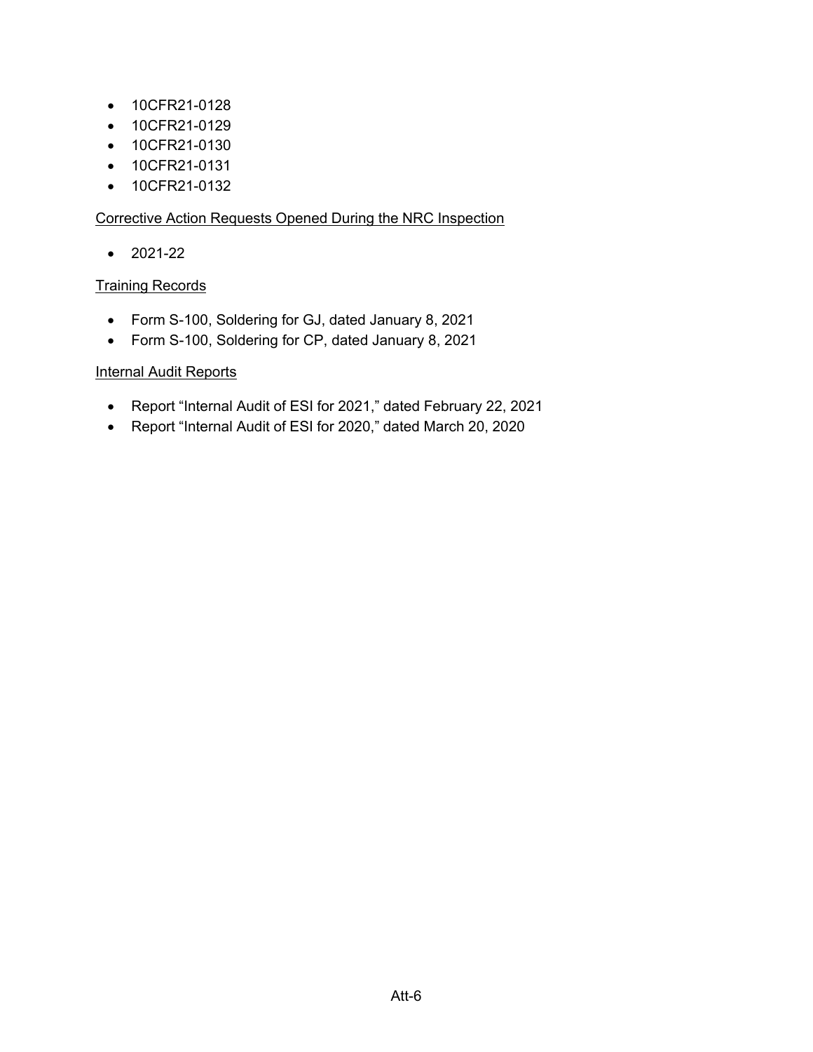- 10CFR21-0128
- 10CFR21-0129
- 10CFR21-0130
- 10CFR21-0131
- 10CFR21-0132

Corrective Action Requests Opened During the NRC Inspection

- 2021-22

Training Records

- Form S-100, Soldering for GJ, dated January 8, 2021
- Form S-100, Soldering for CP, dated January 8, 2021

Internal Audit Reports

- Report "Internal Audit of ESI for 2021," dated February 22, 2021
- Report "Internal Audit of ESI for 2020," dated March 20, 2020